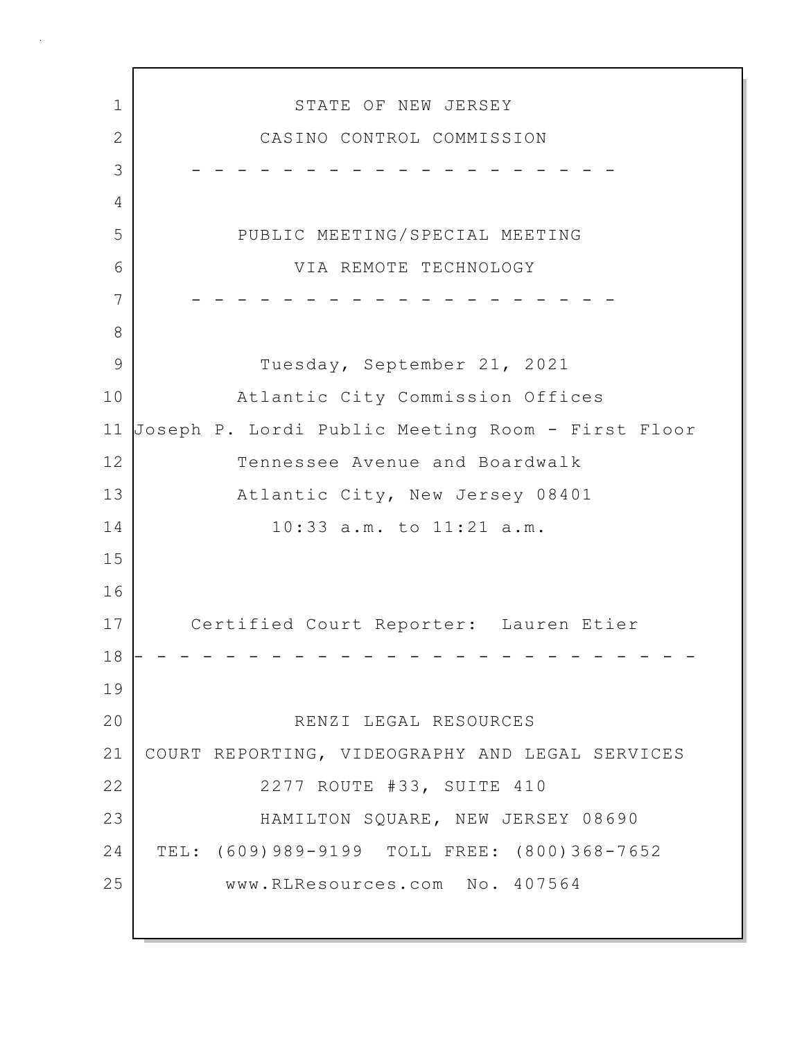STATE OF NEW JERSEY

CASINO CONTROL COMMISSION

- - - - - - - - - - - - - - - - - - - - -

PUBLIC MEETING/SPECIAL MEETING

VIA REMOTE TECHNOLOGY

- - - - - - - - - - - - - - - - - - - - -

Tuesday, September 21, 2021

Atlantic City Commission Offices

Joseph P. Lordi Public Meeting Room - First Floor

Tennessee Avenue and Boardwalk

Atlantic City, New Jersey 08401

10:33 a.m. to 11:21 a.m.

Certified Court Reporter: Lauren Etier

- - - - - - - - - - - - - - - - - - - - - - - - -

RENZI LEGAL RESOURCES

COURT REPORTING, VIDEOGRAPHY AND LEGAL SERVICES

2277 ROUTE #33, SUITE 410

HAMILTON SQUARE, NEW JERSEY 08690

TEL: (609)989-9199 TOLL FREE: (800)368-7652

www.RLResources.com No. 407564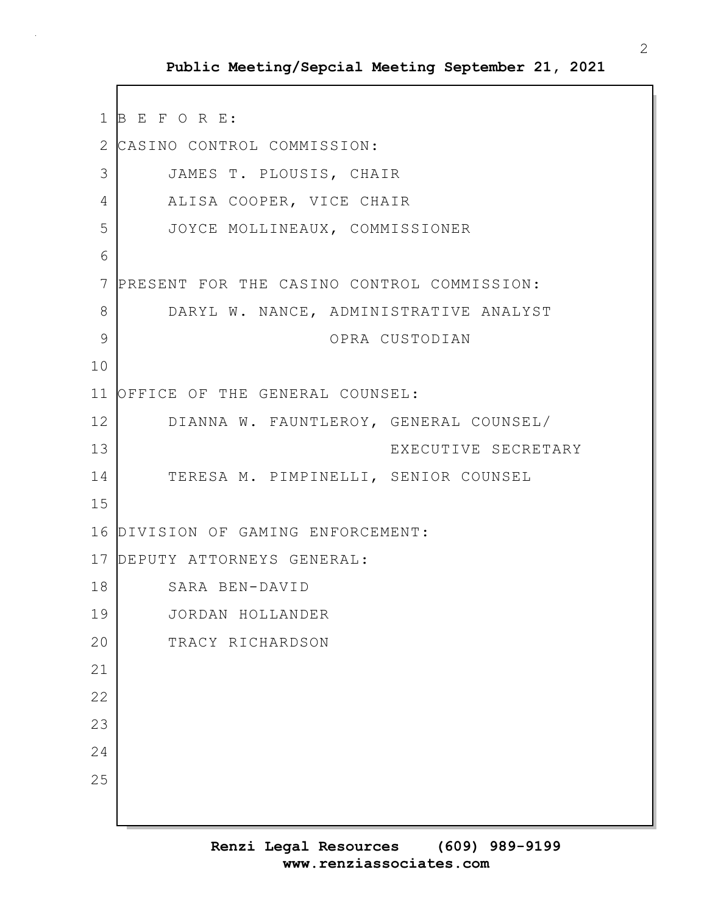B E F O R E:

CASINO CONTROL COMMISSION:

JAMES T. PLOUSIS, CHAIR
ALISA COOPER, VICE CHAIR
JOYCE MOLLINEAUX, COMMISSIONER

PRESENT FOR THE CASINO CONTROL COMMISSION:

DARYL W. NANCE, ADMINISTRATIVE ANALYST
OPRA CUSTODIAN

OFFICE OF THE GENERAL COUNSEL:

DIANNA W. FAUNTLEROY, GENERAL COUNSEL/
EXECUTIVE SECRETARY
TERESA M. PIMPINELLI, SENIOR COUNSEL

DIVISION OF GAMING ENFORCEMENT:

DEPUTY ATTORNEYS GENERAL:

SARA BEN-DAVID
JORDAN HOLLANDER
TRACY RICHARDSON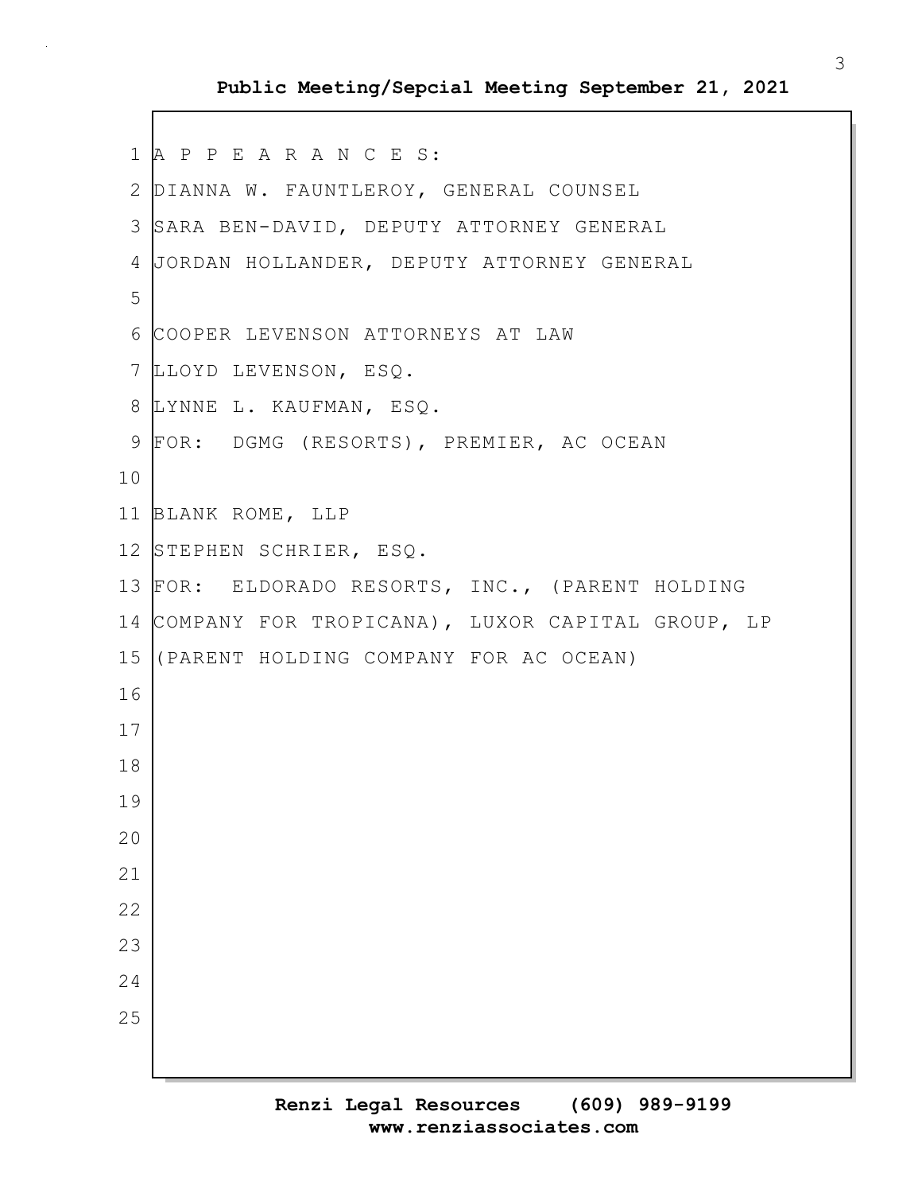A P P E A R A N C E S:

DIANNA W. FAUNTLEROY, GENERAL COUNSEL

SARA BEN-DAVID, DEPUTY ATTORNEY GENERAL

JORDAN HOLLANDER, DEPUTY ATTORNEY GENERAL

COOPER LEVENSON ATTORNEYS AT LAW

LLOYD LEVENSON, ESQ.

LYNNE L. KAUFMAN, ESQ.

FOR: DGMG (RESORTS), PREMIER, AC OCEAN

BLANK ROME, LLP

STEPHEN SCHRIER, ESQ.

FOR: ELDORADO RESORTS, INC., (PARENT HOLDING COMPANY FOR TROPICANA), LUXOR CAPITAL GROUP, LP (PARENT HOLDING COMPANY FOR AC OCEAN)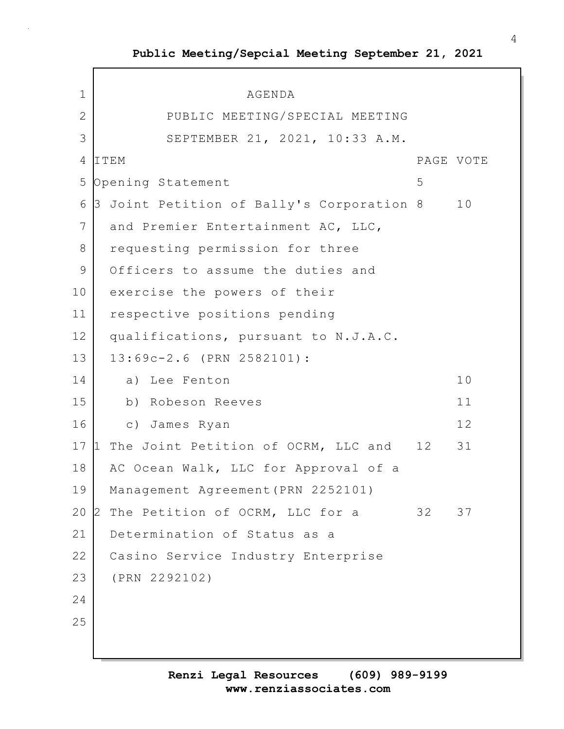# AGENDA

## PUBLIC MEETING/SPECIAL MEETING

## SEPTEMBER 21, 2021, 10:33 A.M.

| ITEM | PAGE | VOTE |
|---|---|---|
| Opening Statement | 5 | |
| 3 Joint Petition of Bally's Corporation and Premier Entertainment AC, LLC, requesting permission for three Officers to assume the duties and exercise the powers of their respective positions pending qualifications, pursuant to N.J.A.C. 13:69c-2.6 (PRN 2582101): | 8 | 10 |
| a) Lee Fenton | | 10 |
| b) Robeson Reeves | | 11 |
| c) James Ryan | | 12 |
| 1 The Joint Petition of OCRM, LLC and AC Ocean Walk, LLC for Approval of a Management Agreement(PRN 2252101) | 12 | 31 |
| 2 The Petition of OCRM, LLC for a Determination of Status as a Casino Service Industry Enterprise (PRN 2292102) | 32 | 37 |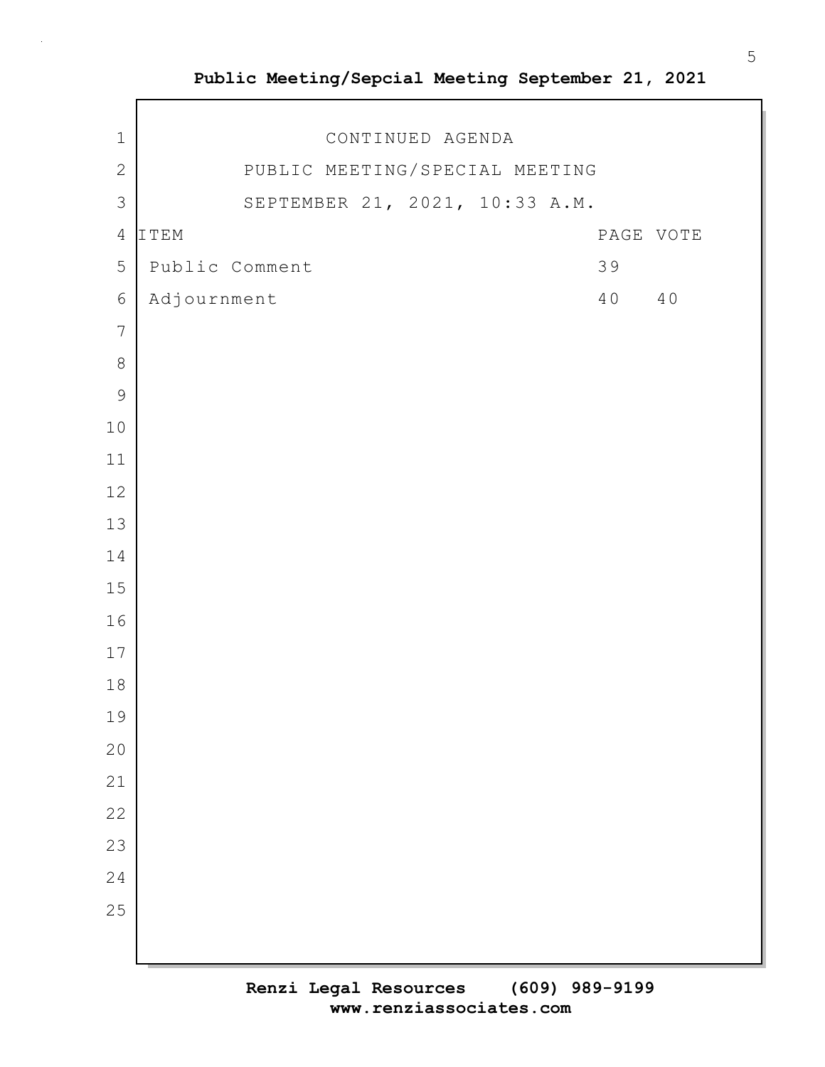CONTINUED AGENDA

PUBLIC MEETING/SPECIAL MEETING

SEPTEMBER 21, 2021, 10:33 A.M.

| ITEM | PAGE | VOTE |
| --- | --- | --- |
| Public Comment | 39 | |
| Adjournment | 40 | 40 |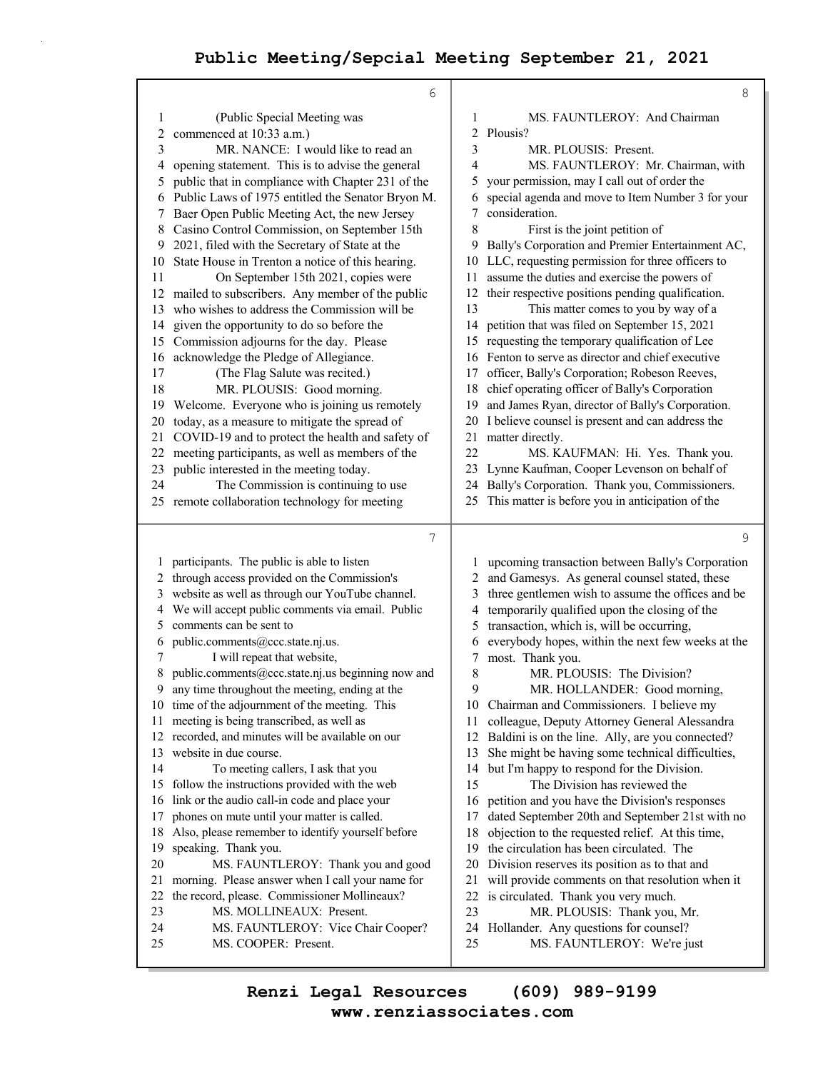(Public Special Meeting was commenced at 10:33 a.m.)

MR. NANCE: I would like to read an opening statement. This is to advise the general public that in compliance with Chapter 231 of the Public Laws of 1975 entitled the Senator Bryon M. Baer Open Public Meeting Act, the new Jersey Casino Control Commission, on September 15th 2021, filed with the Secretary of State at the State House in Trenton a notice of this hearing.

On September 15th 2021, copies were mailed to subscribers. Any member of the public who wishes to address the Commission will be given the opportunity to do so before the Commission adjourns for the day. Please acknowledge the Pledge of Allegiance.

(The Flag Salute was recited.)

MR. PLOUSIS: Good morning. Welcome. Everyone who is joining us remotely today, as a measure to mitigate the spread of COVID-19 and to protect the health and safety of meeting participants, as well as members of the public interested in the meeting today.

The Commission is continuing to use remote collaboration technology for meeting participants. The public is able to listen through access provided on the Commission's website as well as through our YouTube channel. We will accept public comments via email. Public comments can be sent to public.comments@ccc.state.nj.us.

I will repeat that website, public.comments@ccc.state.nj.us beginning now and any time throughout the meeting, ending at the time of the adjournment of the meeting. This meeting is being transcribed, as well as recorded, and minutes will be available on our website in due course.

To meeting callers, I ask that you follow the instructions provided with the web link or the audio call-in code and place your phones on mute until your matter is called. Also, please remember to identify yourself before speaking. Thank you.

MS. FAUNTLEROY: Thank you and good morning. Please answer when I call your name for the record, please. Commissioner Mollineaux?

MS. MOLLINEAUX: Present.

MS. FAUNTLEROY: Vice Chair Cooper?

MS. COOPER: Present.

MS. FAUNTLEROY: And Chairman Plousis?

MR. PLOUSIS: Present.

MS. FAUNTLEROY: Mr. Chairman, with your permission, may I call out of order the special agenda and move to Item Number 3 for your consideration.

First is the joint petition of Bally's Corporation and Premier Entertainment AC, LLC, requesting permission for three officers to assume the duties and exercise the powers of their respective positions pending qualification.

This matter comes to you by way of a petition that was filed on September 15, 2021 requesting the temporary qualification of Lee Fenton to serve as director and chief executive officer, Bally's Corporation; Robeson Reeves, chief operating officer of Bally's Corporation and James Ryan, director of Bally's Corporation. I believe counsel is present and can address the matter directly.

MS. KAUFMAN: Hi. Yes. Thank you. Lynne Kaufman, Cooper Levenson on behalf of Bally's Corporation. Thank you, Commissioners. This matter is before you in anticipation of the upcoming transaction between Bally's Corporation and Gamesys. As general counsel stated, these three gentlemen wish to assume the offices and be temporarily qualified upon the closing of the transaction, which is, will be occurring, everybody hopes, within the next few weeks at the most. Thank you.

MR. PLOUSIS: The Division?

MR. HOLLANDER: Good morning, Chairman and Commissioners. I believe my colleague, Deputy Attorney General Alessandra Baldini is on the line. Ally, are you connected? She might be having some technical difficulties, but I'm happy to respond for the Division.

The Division has reviewed the petition and you have the Division's responses dated September 20th and September 21st with no objection to the requested relief. At this time, the circulation has been circulated. The Division reserves its position as to that and will provide comments on that resolution when it is circulated. Thank you very much.

MR. PLOUSIS: Thank you, Mr. Hollander. Any questions for counsel?

MS. FAUNTLEROY: We're just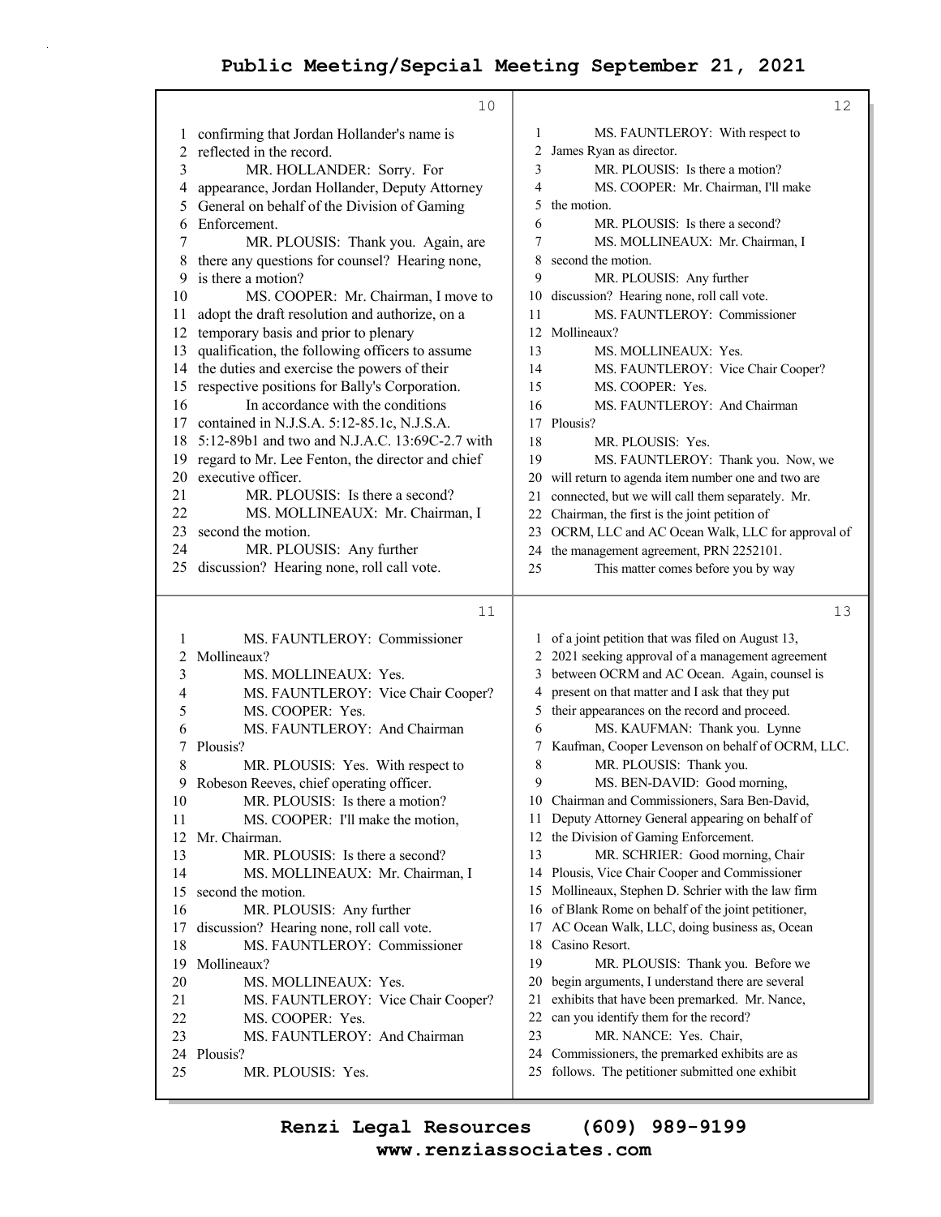confirming that Jordan Hollander's name is reflected in the record.

MR. HOLLANDER: Sorry. For appearance, Jordan Hollander, Deputy Attorney General on behalf of the Division of Gaming Enforcement.

MR. PLOUSIS: Thank you. Again, are there any questions for counsel? Hearing none, is there a motion?

MS. COOPER: Mr. Chairman, I move to adopt the draft resolution and authorize, on a temporary basis and prior to plenary qualification, the following officers to assume the duties and exercise the powers of their respective positions for Bally's Corporation.

In accordance with the conditions contained in N.J.S.A. 5:12-85.1c, N.J.S.A. 5:12-89b1 and two and N.J.A.C. 13:69C-2.7 with regard to Mr. Lee Fenton, the director and chief executive officer.

MR. PLOUSIS: Is there a second?

MS. MOLLINEAUX: Mr. Chairman, I second the motion.

MR. PLOUSIS: Any further discussion? Hearing none, roll call vote.

MS. FAUNTLEROY: Commissioner Mollineaux?

MS. MOLLINEAUX: Yes.

MS. FAUNTLEROY: Vice Chair Cooper?

MS. COOPER: Yes.

MS. FAUNTLEROY: And Chairman Plousis?

MR. PLOUSIS: Yes. With respect to Robeson Reeves, chief operating officer.

MR. PLOUSIS: Is there a motion?

MS. COOPER: I'll make the motion, Mr. Chairman.

MR. PLOUSIS: Is there a second?

MS. MOLLINEAUX: Mr. Chairman, I second the motion.

MR. PLOUSIS: Any further discussion? Hearing none, roll call vote.

MS. FAUNTLEROY: Commissioner Mollineaux?

MS. MOLLINEAUX: Yes.

MS. FAUNTLEROY: Vice Chair Cooper?

MS. COOPER: Yes.

MS. FAUNTLEROY: And Chairman Plousis?

MR. PLOUSIS: Yes.

MS. FAUNTLEROY: With respect to James Ryan as director.

MR. PLOUSIS: Is there a motion?

MS. COOPER: Mr. Chairman, I'll make the motion.

MR. PLOUSIS: Is there a second?

MS. MOLLINEAUX: Mr. Chairman, I second the motion.

MR. PLOUSIS: Any further discussion? Hearing none, roll call vote.

MS. FAUNTLEROY: Commissioner Mollineaux?

MS. MOLLINEAUX: Yes.

MS. FAUNTLEROY: Vice Chair Cooper?

MS. COOPER: Yes.

MS. FAUNTLEROY: And Chairman Plousis?

MR. PLOUSIS: Yes.

MS. FAUNTLEROY: Thank you. Now, we will return to agenda item number one and two are connected, but we will call them separately. Mr. Chairman, the first is the joint petition of OCRM, LLC and AC Ocean Walk, LLC for approval of the management agreement, PRN 2252101.

This matter comes before you by way of a joint petition that was filed on August 13, 2021 seeking approval of a management agreement between OCRM and AC Ocean. Again, counsel is present on that matter and I ask that they put their appearances on the record and proceed.

MS. KAUFMAN: Thank you. Lynne Kaufman, Cooper Levenson on behalf of OCRM, LLC.

MR. PLOUSIS: Thank you.

MS. BEN-DAVID: Good morning, Chairman and Commissioners, Sara Ben-David, Deputy Attorney General appearing on behalf of the Division of Gaming Enforcement.

MR. SCHRIER: Good morning, Chair Plousis, Vice Chair Cooper and Commissioner Mollineaux, Stephen D. Schrier with the law firm of Blank Rome on behalf of the joint petitioner, AC Ocean Walk, LLC, doing business as, Ocean Casino Resort.

MR. PLOUSIS: Thank you. Before we begin arguments, I understand there are several exhibits that have been premarked. Mr. Nance, can you identify them for the record?

MR. NANCE: Yes. Chair, Commissioners, the premarked exhibits are as follows. The petitioner submitted one exhibit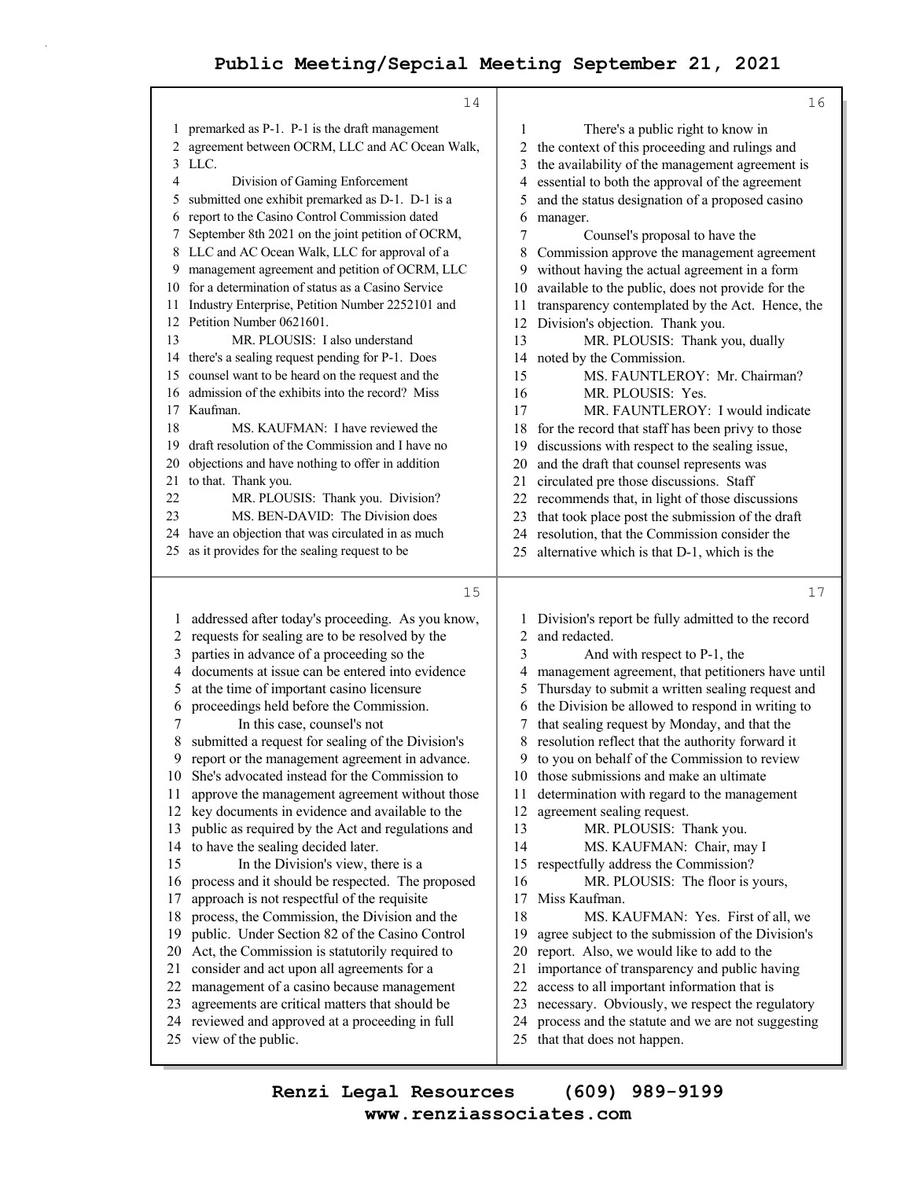premarked as P-1. P-1 is the draft management agreement between OCRM, LLC and AC Ocean Walk, LLC.

Division of Gaming Enforcement submitted one exhibit premarked as D-1. D-1 is a report to the Casino Control Commission dated September 8th 2021 on the joint petition of OCRM, LLC and AC Ocean Walk, LLC for approval of a management agreement and petition of OCRM, LLC for a determination of status as a Casino Service Industry Enterprise, Petition Number 2252101 and Petition Number 0621601.

MR. PLOUSIS: I also understand there's a sealing request pending for P-1. Does counsel want to be heard on the request and the admission of the exhibits into the record? Miss Kaufman.

MS. KAUFMAN: I have reviewed the draft resolution of the Commission and I have no objections and have nothing to offer in addition to that. Thank you.

MR. PLOUSIS: Thank you. Division?

MS. BEN-DAVID: The Division does have an objection that was circulated in as much as it provides for the sealing request to be addressed after today's proceeding. As you know, requests for sealing are to be resolved by the parties in advance of a proceeding so the documents at issue can be entered into evidence at the time of important casino licensure proceedings held before the Commission.

In this case, counsel's not submitted a request for sealing of the Division's report or the management agreement in advance. She's advocated instead for the Commission to approve the management agreement without those key documents in evidence and available to the public as required by the Act and regulations and to have the sealing decided later.

In the Division's view, there is a process and it should be respected. The proposed approach is not respectful of the requisite process, the Commission, the Division and the public. Under Section 82 of the Casino Control Act, the Commission is statutorily required to consider and act upon all agreements for a management of a casino because management agreements are critical matters that should be reviewed and approved at a proceeding in full view of the public.

There's a public right to know in the context of this proceeding and rulings and the availability of the management agreement is essential to both the approval of the agreement and the status designation of a proposed casino manager.

Counsel's proposal to have the Commission approve the management agreement without having the actual agreement in a form available to the public, does not provide for the transparency contemplated by the Act. Hence, the Division's objection. Thank you.

MR. PLOUSIS: Thank you, dually noted by the Commission.

MS. FAUNTLEROY: Mr. Chairman?

MR. PLOUSIS: Yes.

MR. FAUNTLEROY: I would indicate for the record that staff has been privy to those discussions with respect to the sealing issue, and the draft that counsel represents was circulated pre those discussions. Staff recommends that, in light of those discussions that took place post the submission of the draft resolution, that the Commission consider the alternative which is that D-1, which is the Division's report be fully admitted to the record and redacted.

And with respect to P-1, the management agreement, that petitioners have until Thursday to submit a written sealing request and the Division be allowed to respond in writing to that sealing request by Monday, and that the resolution reflect that the authority forward it to you on behalf of the Commission to review those submissions and make an ultimate determination with regard to the management agreement sealing request.

MR. PLOUSIS: Thank you.

MS. KAUFMAN: Chair, may I respectfully address the Commission?

MR. PLOUSIS: The floor is yours, Miss Kaufman.

MS. KAUFMAN: Yes. First of all, we agree subject to the submission of the Division's report. Also, we would like to add to the importance of transparency and public having access to all important information that is necessary. Obviously, we respect the regulatory process and the statute and we are not suggesting that that does not happen.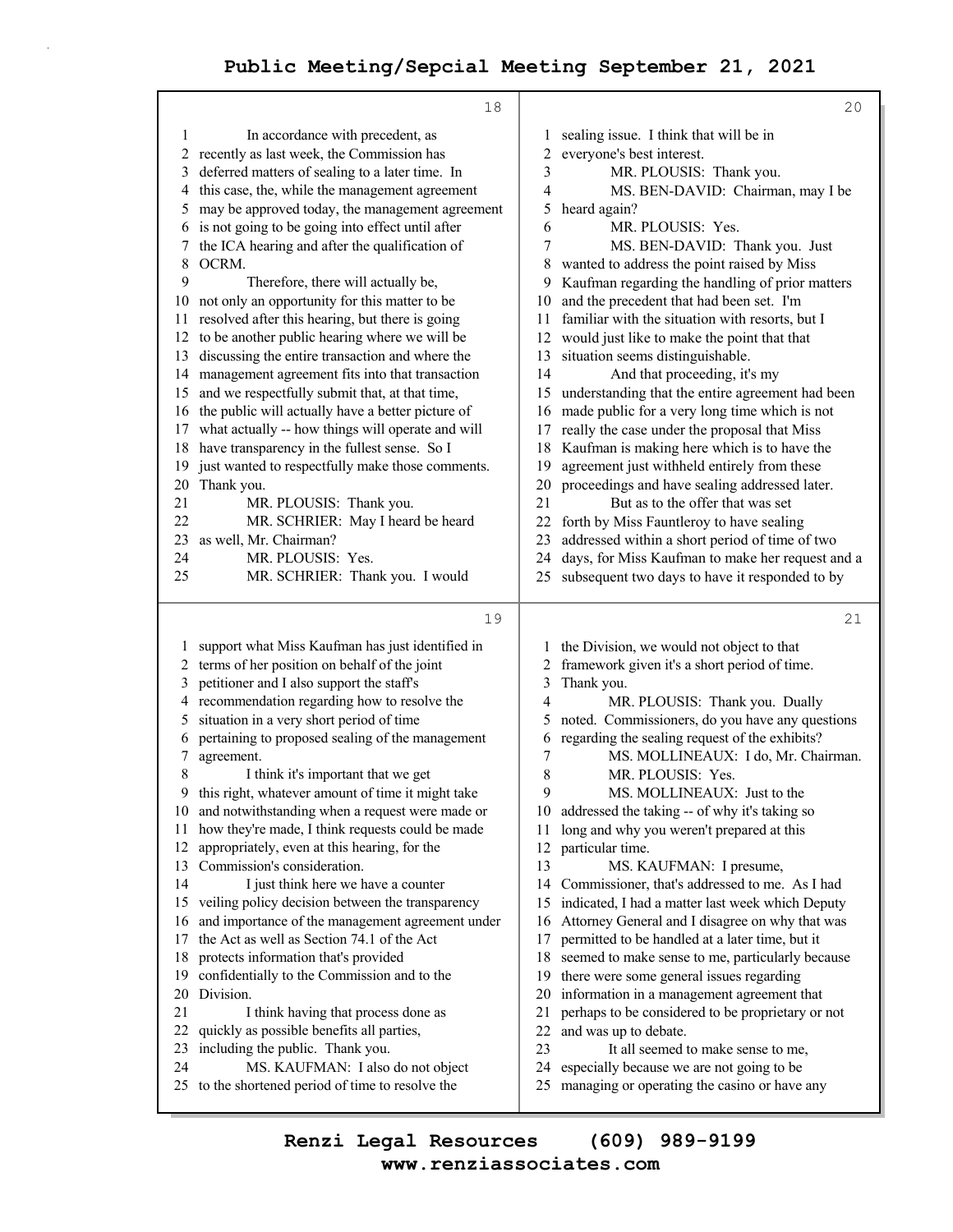In accordance with precedent, as recently as last week, the Commission has deferred matters of sealing to a later time. In this case, the, while the management agreement may be approved today, the management agreement is not going to be going into effect until after the ICA hearing and after the qualification of OCRM.

Therefore, there will actually be, not only an opportunity for this matter to be resolved after this hearing, but there is going to be another public hearing where we will be discussing the entire transaction and where the management agreement fits into that transaction and we respectfully submit that, at that time, the public will actually have a better picture of what actually -- how things will operate and will have transparency in the fullest sense. So I just wanted to respectfully make those comments. Thank you.

MR. PLOUSIS: Thank you.

MR. SCHRIER: May I heard be heard as well, Mr. Chairman?

MR. PLOUSIS: Yes.

MR. SCHRIER: Thank you. I would support what Miss Kaufman has just identified in terms of her position on behalf of the joint petitioner and I also support the staff's recommendation regarding how to resolve the situation in a very short period of time pertaining to proposed sealing of the management agreement.

I think it's important that we get this right, whatever amount of time it might take and notwithstanding when a request were made or how they're made, I think requests could be made appropriately, even at this hearing, for the Commission's consideration.

I just think here we have a counter veiling policy decision between the transparency and importance of the management agreement under the Act as well as Section 74.1 of the Act protects information that's provided confidentially to the Commission and to the Division.

I think having that process done as quickly as possible benefits all parties, including the public. Thank you.

MS. KAUFMAN: I also do not object to the shortened period of time to resolve the sealing issue. I think that will be in everyone's best interest.

MR. PLOUSIS: Thank you.

MS. BEN-DAVID: Chairman, may I be heard again?

MR. PLOUSIS: Yes.

MS. BEN-DAVID: Thank you. Just wanted to address the point raised by Miss Kaufman regarding the handling of prior matters and the precedent that had been set. I'm familiar with the situation with resorts, but I would just like to make the point that that situation seems distinguishable.

And that proceeding, it's my understanding that the entire agreement had been made public for a very long time which is not really the case under the proposal that Miss Kaufman is making here which is to have the agreement just withheld entirely from these proceedings and have sealing addressed later.

But as to the offer that was set forth by Miss Fauntleroy to have sealing addressed within a short period of time of two days, for Miss Kaufman to make her request and a subsequent two days to have it responded to by the Division, we would not object to that framework given it's a short period of time. Thank you.

MR. PLOUSIS: Thank you. Dually noted. Commissioners, do you have any questions regarding the sealing request of the exhibits?

MS. MOLLINEAUX: I do, Mr. Chairman.

MR. PLOUSIS: Yes.

MS. MOLLINEAUX: Just to the addressed the taking -- of why it's taking so long and why you weren't prepared at this particular time.

MS. KAUFMAN: I presume, Commissioner, that's addressed to me. As I had indicated, I had a matter last week which Deputy Attorney General and I disagree on why that was permitted to be handled at a later time, but it seemed to make sense to me, particularly because there were some general issues regarding information in a management agreement that perhaps to be considered to be proprietary or not and was up to debate.

It all seemed to make sense to me, especially because we are not going to be managing or operating the casino or have any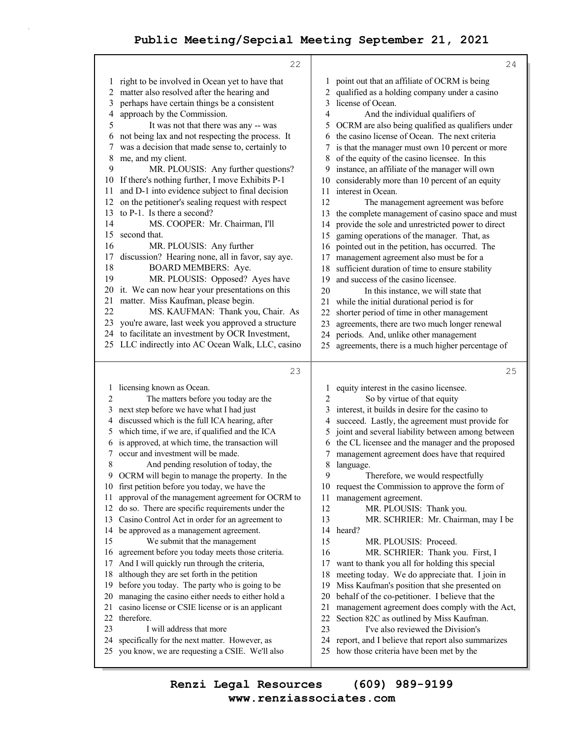right to be involved in Ocean yet to have that matter also resolved after the hearing and perhaps have certain things be a consistent approach by the Commission.

It was not that there was any -- was not being lax and not respecting the process. It was a decision that made sense to, certainly to me, and my client.

MR. PLOUSIS: Any further questions? If there's nothing further, I move Exhibits P-1 and D-1 into evidence subject to final decision on the petitioner's sealing request with respect to P-1. Is there a second?

MS. COOPER: Mr. Chairman, I'll second that.

MR. PLOUSIS: Any further discussion? Hearing none, all in favor, say aye.

BOARD MEMBERS: Aye.

MR. PLOUSIS: Opposed? Ayes have it. We can now hear your presentations on this matter. Miss Kaufman, please begin.

MS. KAUFMAN: Thank you, Chair. As you're aware, last week you approved a structure to facilitate an investment by OCR Investment, LLC indirectly into AC Ocean Walk, LLC, casino licensing known as Ocean.

The matters before you today are the next step before we have what I had just discussed which is the full ICA hearing, after which time, if we are, if qualified and the ICA is approved, at which time, the transaction will occur and investment will be made.

And pending resolution of today, the OCRM will begin to manage the property. In the first petition before you today, we have the approval of the management agreement for OCRM to do so. There are specific requirements under the Casino Control Act in order for an agreement to be approved as a management agreement.

We submit that the management agreement before you today meets those criteria. And I will quickly run through the criteria, although they are set forth in the petition before you today. The party who is going to be managing the casino either needs to either hold a casino license or CSIE license or is an applicant therefore.

I will address that more specifically for the next matter. However, as you know, we are requesting a CSIE. We'll also point out that an affiliate of OCRM is being qualified as a holding company under a casino license of Ocean.

And the individual qualifiers of OCRM are also being qualified as qualifiers under the casino license of Ocean. The next criteria is that the manager must own 10 percent or more of the equity of the casino licensee. In this instance, an affiliate of the manager will own considerably more than 10 percent of an equity interest in Ocean.

The management agreement was before the complete management of casino space and must provide the sole and unrestricted power to direct gaming operations of the manager. That, as pointed out in the petition, has occurred. The management agreement also must be for a sufficient duration of time to ensure stability and success of the casino licensee.

In this instance, we will state that while the initial durational period is for shorter period of time in other management agreements, there are two much longer renewal periods. And, unlike other management agreements, there is a much higher percentage of equity interest in the casino licensee.

So by virtue of that equity interest, it builds in desire for the casino to succeed. Lastly, the agreement must provide for joint and several liability between among between the CL licensee and the manager and the proposed management agreement does have that required language.

Therefore, we would respectfully request the Commission to approve the form of management agreement.

MR. PLOUSIS: Thank you.

MR. SCHRIER: Mr. Chairman, may I be heard?

MR. PLOUSIS: Proceed.

MR. SCHRIER: Thank you. First, I want to thank you all for holding this special meeting today. We do appreciate that. I join in Miss Kaufman's position that she presented on behalf of the co-petitioner. I believe that the management agreement does comply with the Act, Section 82C as outlined by Miss Kaufman.

I've also reviewed the Division's report, and I believe that report also summarizes how those criteria have been met by the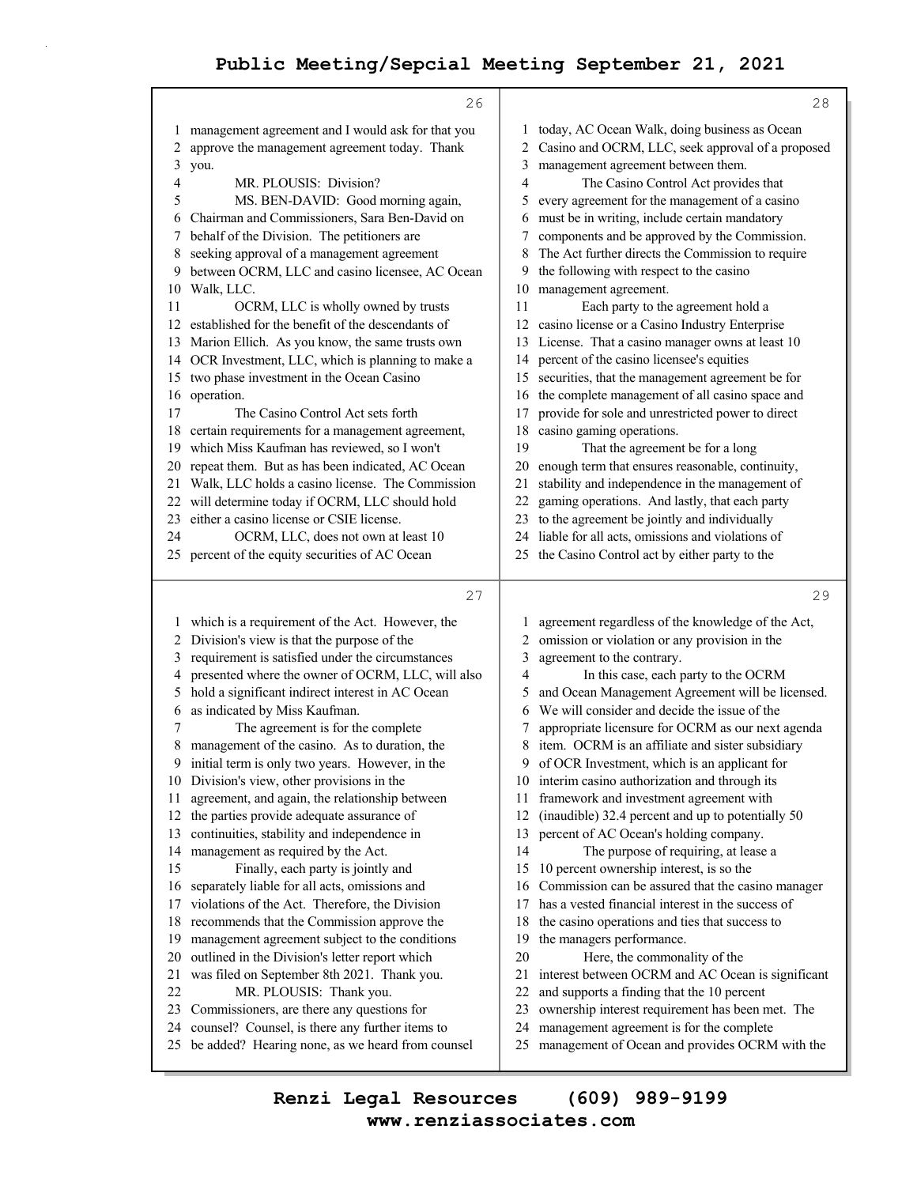management agreement and I would ask for that you approve the management agreement today. Thank you.

MR. PLOUSIS: Division?

MS. BEN-DAVID: Good morning again, Chairman and Commissioners, Sara Ben-David on behalf of the Division. The petitioners are seeking approval of a management agreement between OCRM, LLC and casino licensee, AC Ocean Walk, LLC.

OCRM, LLC is wholly owned by trusts established for the benefit of the descendants of Marion Ellich. As you know, the same trusts own OCR Investment, LLC, which is planning to make a two phase investment in the Ocean Casino operation.

The Casino Control Act sets forth certain requirements for a management agreement, which Miss Kaufman has reviewed, so I won't repeat them. But as has been indicated, AC Ocean Walk, LLC holds a casino license. The Commission will determine today if OCRM, LLC should hold either a casino license or CSIE license.

OCRM, LLC, does not own at least 10 percent of the equity securities of AC Ocean which is a requirement of the Act. However, the Division's view is that the purpose of the requirement is satisfied under the circumstances presented where the owner of OCRM, LLC, will also hold a significant indirect interest in AC Ocean as indicated by Miss Kaufman.

The agreement is for the complete management of the casino. As to duration, the initial term is only two years. However, in the Division's view, other provisions in the agreement, and again, the relationship between the parties provide adequate assurance of continuities, stability and independence in management as required by the Act.

Finally, each party is jointly and separately liable for all acts, omissions and violations of the Act. Therefore, the Division recommends that the Commission approve the management agreement subject to the conditions outlined in the Division's letter report which was filed on September 8th 2021. Thank you.

MR. PLOUSIS: Thank you. Commissioners, are there any questions for counsel? Counsel, is there any further items to be added? Hearing none, as we heard from counsel today, AC Ocean Walk, doing business as Ocean Casino and OCRM, LLC, seek approval of a proposed management agreement between them.

The Casino Control Act provides that every agreement for the management of a casino must be in writing, include certain mandatory components and be approved by the Commission. The Act further directs the Commission to require the following with respect to the casino management agreement.

Each party to the agreement hold a casino license or a Casino Industry Enterprise License. That a casino manager owns at least 10 percent of the casino licensee's equities securities, that the management agreement be for the complete management of all casino space and provide for sole and unrestricted power to direct casino gaming operations.

That the agreement be for a long enough term that ensures reasonable, continuity, stability and independence in the management of gaming operations. And lastly, that each party to the agreement be jointly and individually liable for all acts, omissions and violations of the Casino Control act by either party to the agreement regardless of the knowledge of the Act, omission or violation or any provision in the agreement to the contrary.

In this case, each party to the OCRM and Ocean Management Agreement will be licensed. We will consider and decide the issue of the appropriate licensure for OCRM as our next agenda item. OCRM is an affiliate and sister subsidiary of OCR Investment, which is an applicant for interim casino authorization and through its framework and investment agreement with (inaudible) 32.4 percent and up to potentially 50 percent of AC Ocean's holding company.

The purpose of requiring, at lease a 10 percent ownership interest, is so the Commission can be assured that the casino manager has a vested financial interest in the success of the casino operations and ties that success to the managers performance.

Here, the commonality of the interest between OCRM and AC Ocean is significant and supports a finding that the 10 percent ownership interest requirement has been met. The management agreement is for the complete management of Ocean and provides OCRM with the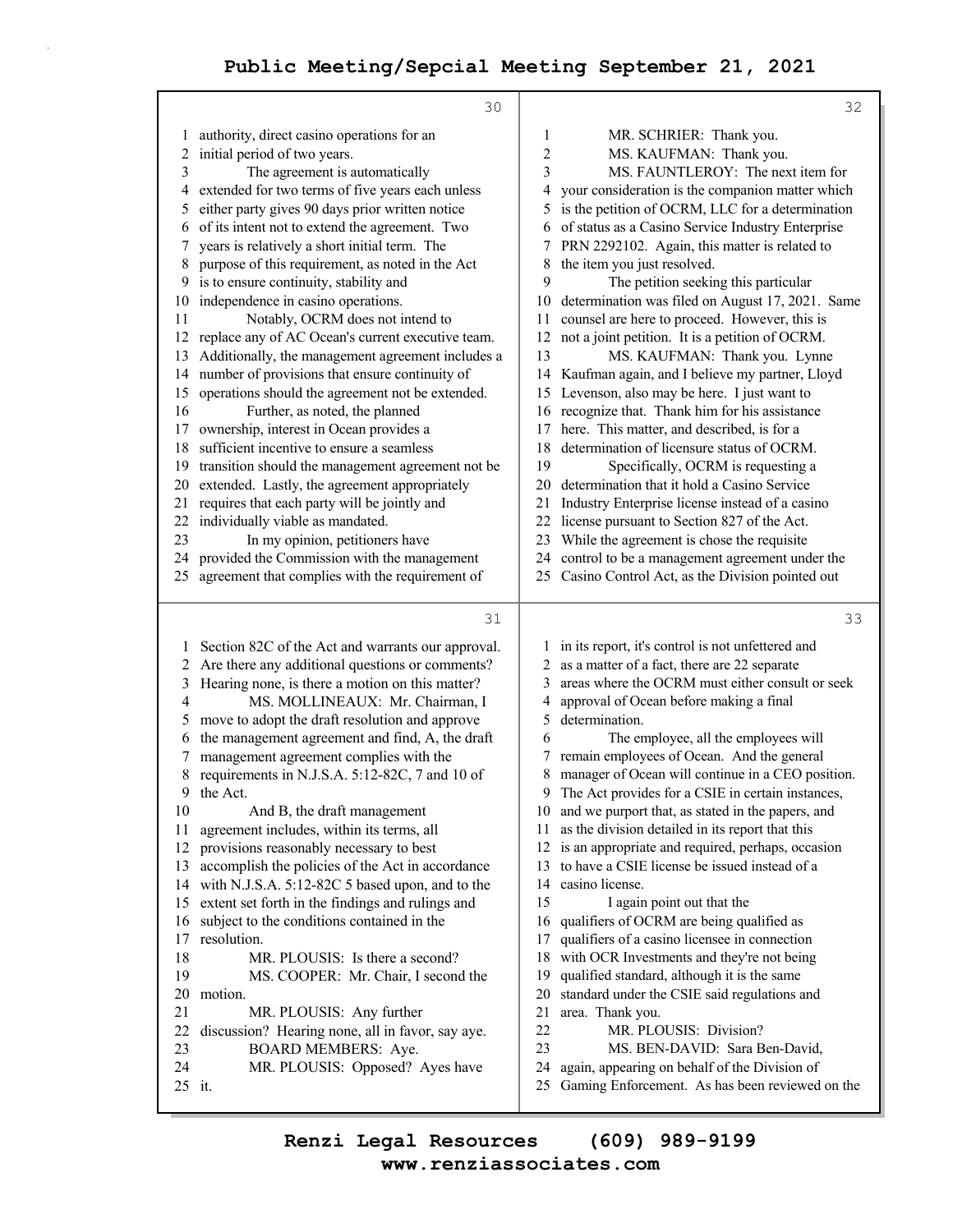authority, direct casino operations for an initial period of two years.

The agreement is automatically extended for two terms of five years each unless either party gives 90 days prior written notice of its intent not to extend the agreement. Two years is relatively a short initial term. The purpose of this requirement, as noted in the Act is to ensure continuity, stability and independence in casino operations.

Notably, OCRM does not intend to replace any of AC Ocean's current executive team. Additionally, the management agreement includes a number of provisions that ensure continuity of operations should the agreement not be extended.

Further, as noted, the planned ownership, interest in Ocean provides a sufficient incentive to ensure a seamless transition should the management agreement not be extended. Lastly, the agreement appropriately requires that each party will be jointly and individually viable as mandated.

In my opinion, petitioners have provided the Commission with the management agreement that complies with the requirement of Section 82C of the Act and warrants our approval. Are there any additional questions or comments? Hearing none, is there a motion on this matter?

MS. MOLLINEAUX: Mr. Chairman, I move to adopt the draft resolution and approve the management agreement and find, A, the draft management agreement complies with the requirements in N.J.S.A. 5:12-82C, 7 and 10 of the Act.

And B, the draft management agreement includes, within its terms, all provisions reasonably necessary to best accomplish the policies of the Act in accordance with N.J.S.A. 5:12-82C 5 based upon, and to the extent set forth in the findings and rulings and subject to the conditions contained in the resolution.

MR. PLOUSIS: Is there a second?

MS. COOPER: Mr. Chair, I second the motion.

MR. PLOUSIS: Any further discussion? Hearing none, all in favor, say aye.

BOARD MEMBERS: Aye.

MR. PLOUSIS: Opposed? Ayes have it.

MR. SCHRIER: Thank you.

MS. KAUFMAN: Thank you.

MS. FAUNTLEROY: The next item for your consideration is the companion matter which is the petition of OCRM, LLC for a determination of status as a Casino Service Industry Enterprise PRN 2292102. Again, this matter is related to the item you just resolved.

The petition seeking this particular determination was filed on August 17, 2021. Same counsel are here to proceed. However, this is not a joint petition. It is a petition of OCRM.

MS. KAUFMAN: Thank you. Lynne Kaufman again, and I believe my partner, Lloyd Levenson, also may be here. I just want to recognize that. Thank him for his assistance here. This matter, and described, is for a determination of licensure status of OCRM.

Specifically, OCRM is requesting a determination that it hold a Casino Service Industry Enterprise license instead of a casino license pursuant to Section 827 of the Act. While the agreement is chose the requisite control to be a management agreement under the Casino Control Act, as the Division pointed out in its report, it's control is not unfettered and as a matter of a fact, there are 22 separate areas where the OCRM must either consult or seek approval of Ocean before making a final determination.

The employee, all the employees will remain employees of Ocean. And the general manager of Ocean will continue in a CEO position. The Act provides for a CSIE in certain instances, and we purport that, as stated in the papers, and as the division detailed in its report that this is an appropriate and required, perhaps, occasion to have a CSIE license be issued instead of a casino license.

I again point out that the qualifiers of OCRM are being qualified as qualifiers of a casino licensee in connection with OCR Investments and they're not being qualified standard, although it is the same standard under the CSIE said regulations and area. Thank you.

MR. PLOUSIS: Division?

MS. BEN-DAVID: Sara Ben-David, again, appearing on behalf of the Division of Gaming Enforcement. As has been reviewed on the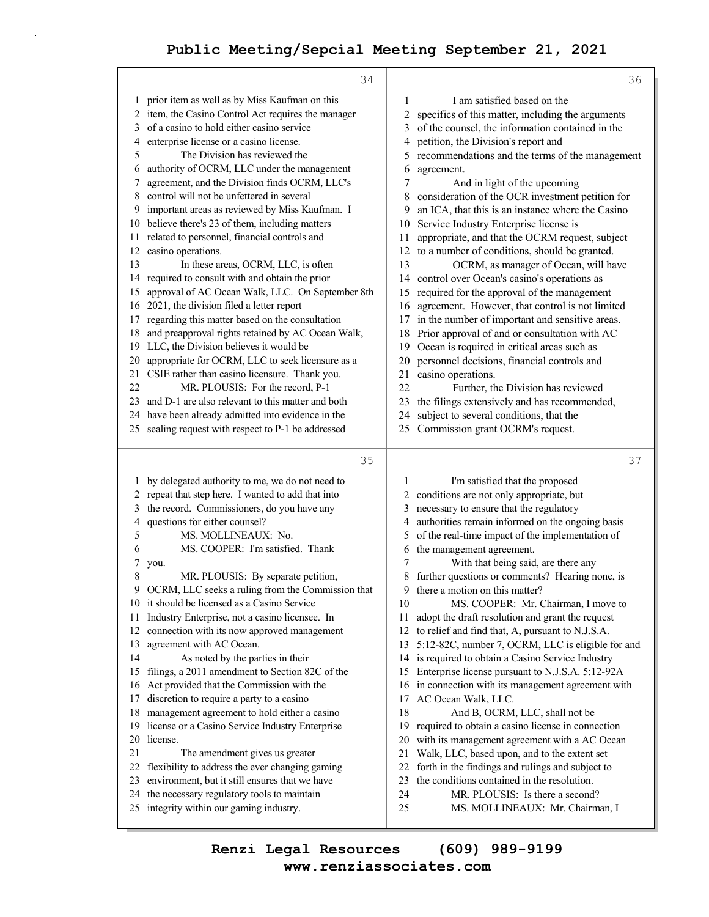prior item as well as by Miss Kaufman on this item, the Casino Control Act requires the manager of a casino to hold either casino service enterprise license or a casino license.

The Division has reviewed the authority of OCRM, LLC under the management agreement, and the Division finds OCRM, LLC's control will not be unfettered in several important areas as reviewed by Miss Kaufman. I believe there's 23 of them, including matters related to personnel, financial controls and casino operations.

In these areas, OCRM, LLC, is often required to consult with and obtain the prior approval of AC Ocean Walk, LLC. On September 8th 2021, the division filed a letter report regarding this matter based on the consultation and preapproval rights retained by AC Ocean Walk, LLC, the Division believes it would be appropriate for OCRM, LLC to seek licensure as a CSIE rather than casino licensure. Thank you.

MR. PLOUSIS: For the record, P-1 and D-1 are also relevant to this matter and both have been already admitted into evidence in the sealing request with respect to P-1 be addressed by delegated authority to me, we do not need to repeat that step here. I wanted to add that into the record. Commissioners, do you have any questions for either counsel?

MS. MOLLINEAUX: No.

MS. COOPER: I'm satisfied. Thank you.

MR. PLOUSIS: By separate petition, OCRM, LLC seeks a ruling from the Commission that it should be licensed as a Casino Service Industry Enterprise, not a casino licensee. In connection with its now approved management agreement with AC Ocean.

As noted by the parties in their filings, a 2011 amendment to Section 82C of the Act provided that the Commission with the discretion to require a party to a casino management agreement to hold either a casino license or a Casino Service Industry Enterprise license.

The amendment gives us greater flexibility to address the ever changing gaming environment, but it still ensures that we have the necessary regulatory tools to maintain integrity within our gaming industry.

I am satisfied based on the specifics of this matter, including the arguments of the counsel, the information contained in the petition, the Division's report and recommendations and the terms of the management agreement.

And in light of the upcoming consideration of the OCR investment petition for an ICA, that this is an instance where the Casino Service Industry Enterprise license is appropriate, and that the OCRM request, subject to a number of conditions, should be granted.

OCRM, as manager of Ocean, will have control over Ocean's casino's operations as required for the approval of the management agreement. However, that control is not limited in the number of important and sensitive areas. Prior approval of and or consultation with AC Ocean is required in critical areas such as personnel decisions, financial controls and casino operations.

Further, the Division has reviewed the filings extensively and has recommended, subject to several conditions, that the Commission grant OCRM's request.

I'm satisfied that the proposed conditions are not only appropriate, but necessary to ensure that the regulatory authorities remain informed on the ongoing basis of the real-time impact of the implementation of the management agreement.

With that being said, are there any further questions or comments? Hearing none, is there a motion on this matter?

MS. COOPER: Mr. Chairman, I move to adopt the draft resolution and grant the request to relief and find that, A, pursuant to N.J.S.A. 5:12-82C, number 7, OCRM, LLC is eligible for and is required to obtain a Casino Service Industry Enterprise license pursuant to N.J.S.A. 5:12-92A in connection with its management agreement with AC Ocean Walk, LLC.

And B, OCRM, LLC, shall not be required to obtain a casino license in connection with its management agreement with a AC Ocean Walk, LLC, based upon, and to the extent set forth in the findings and rulings and subject to the conditions contained in the resolution.

MR. PLOUSIS: Is there a second?

MS. MOLLINEAUX: Mr. Chairman, I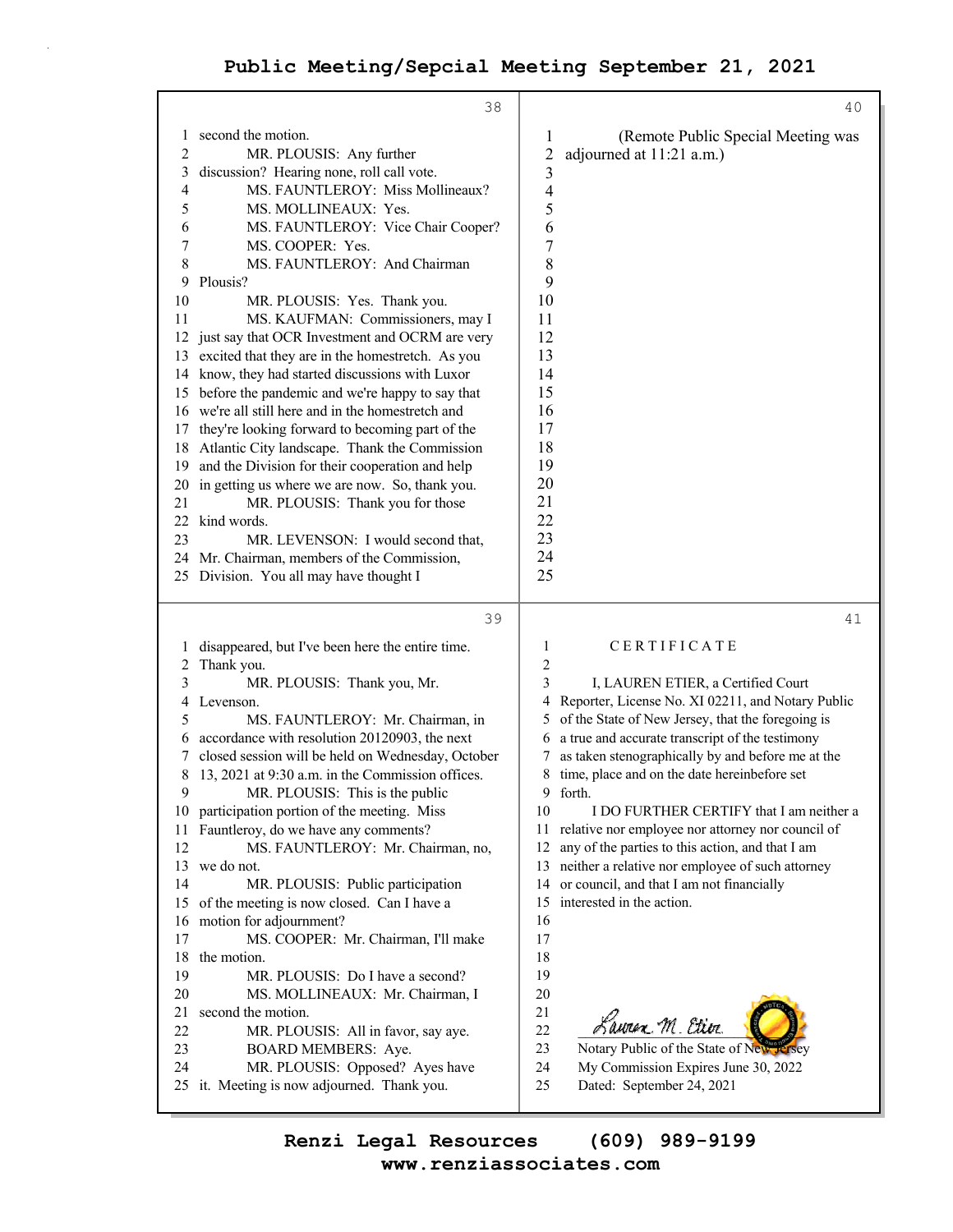second the motion.

MR. PLOUSIS: Any further discussion? Hearing none, roll call vote.

MS. FAUNTLEROY: Miss Mollineaux?

MS. MOLLINEAUX: Yes.

MS. FAUNTLEROY: Vice Chair Cooper?

MS. COOPER: Yes.

MS. FAUNTLEROY: And Chairman Plousis?

MR. PLOUSIS: Yes. Thank you.

MS. KAUFMAN: Commissioners, may I just say that OCR Investment and OCRM are very excited that they are in the homestretch. As you know, they had started discussions with Luxor before the pandemic and we're happy to say that we're all still here and in the homestretch and they're looking forward to becoming part of the Atlantic City landscape. Thank the Commission and the Division for their cooperation and help in getting us where we are now. So, thank you.

MR. PLOUSIS: Thank you for those kind words.

MR. LEVENSON: I would second that, Mr. Chairman, members of the Commission, Division. You all may have thought I disappeared, but I've been here the entire time. Thank you.

MR. PLOUSIS: Thank you, Mr. Levenson.

MS. FAUNTLEROY: Mr. Chairman, in accordance with resolution 20120903, the next closed session will be held on Wednesday, October 13, 2021 at 9:30 a.m. in the Commission offices.

MR. PLOUSIS: This is the public participation portion of the meeting. Miss Fauntleroy, do we have any comments?

MS. FAUNTLEROY: Mr. Chairman, no, we do not.

MR. PLOUSIS: Public participation of the meeting is now closed. Can I have a motion for adjournment?

MS. COOPER: Mr. Chairman, I'll make the motion.

MR. PLOUSIS: Do I have a second?

MS. MOLLINEAUX: Mr. Chairman, I second the motion.

MR. PLOUSIS: All in favor, say aye.

BOARD MEMBERS: Aye.

MR. PLOUSIS: Opposed? Ayes have it. Meeting is now adjourned. Thank you.

(Remote Public Special Meeting was adjourned at 11:21 a.m.)

C E R T I F I C A T E

I, LAUREN ETIER, a Certified Court Reporter, License No. XI 02211, and Notary Public of the State of New Jersey, that the foregoing is a true and accurate transcript of the testimony as taken stenographically by and before me at the time, place and on the date hereinbefore set forth.

I DO FURTHER CERTIFY that I am neither a relative nor employee nor attorney nor council of any of the parties to this action, and that I am neither a relative nor employee of such attorney or council, and that I am not financially interested in the action.

Lauren M. Etier
Notary Public of the State of New Jersey
My Commission Expires June 30, 2022
Dated: September 24, 2021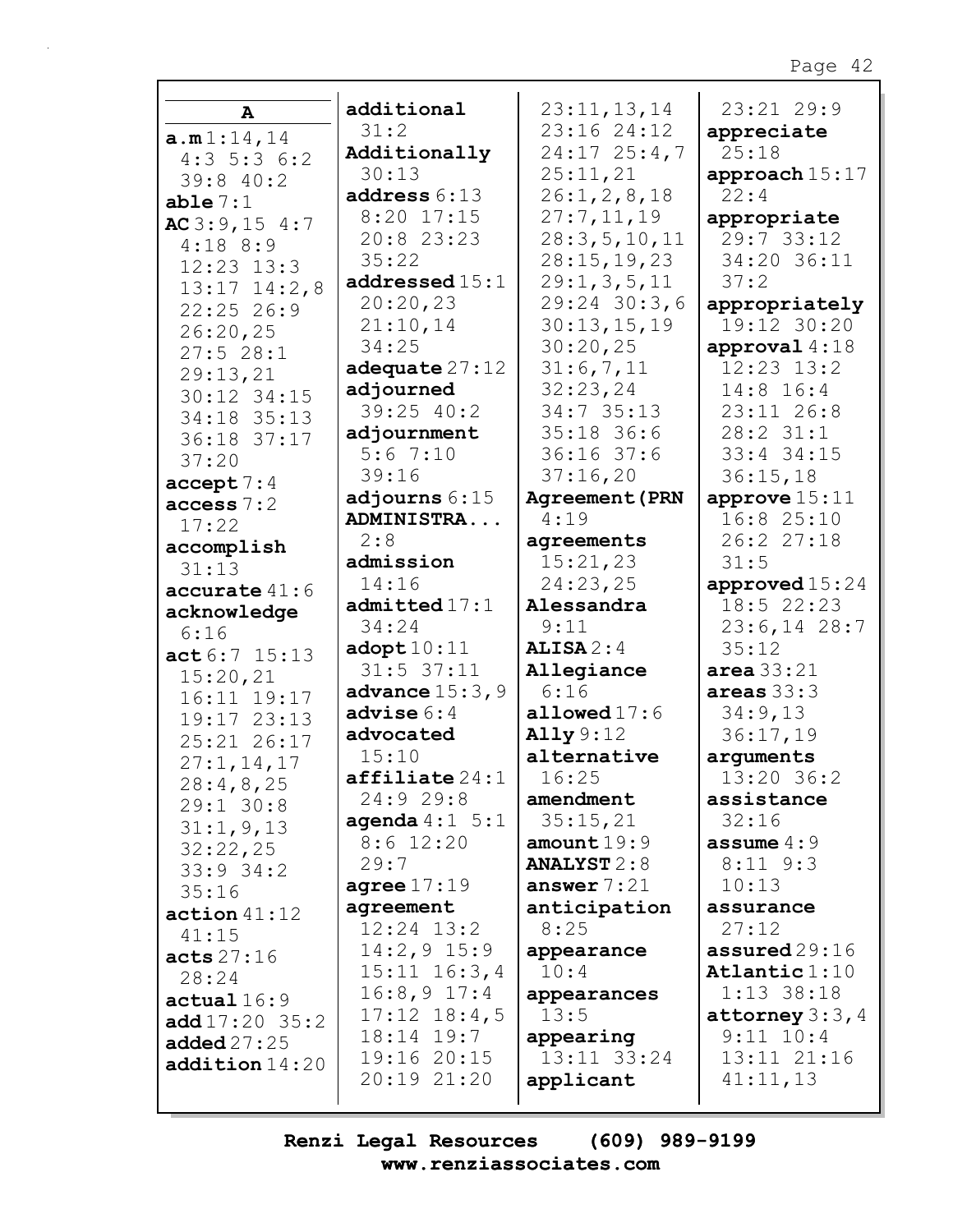**A**

**a.m** 1:14,14 4:3 5:3 6:2 39:8 40:2
**able** 7:1
**AC** 3:9,15 4:7 4:18 8:9 12:23 13:3 13:17 14:2,8 22:25 26:9 26:20,25 27:5 28:1 29:13,21 30:12 34:15 34:18 35:13 36:18 37:17 37:20
**accept** 7:4
**access** 7:2 17:22
**accomplish** 31:13
**accurate** 41:6
**acknowledge** 6:16
**act** 6:7 15:13 15:20,21 16:11 19:17 19:17 23:13 25:21 26:17 27:1,14,17 28:4,8,25 29:1 30:8 31:1,9,13 32:22,25 33:9 34:2 35:16
**action** 41:12 41:15
**acts** 27:16 28:24
**actual** 16:9
**add** 17:20 35:2
**added** 27:25
**addition** 14:20
**additional** 31:2
**Additionally** 30:13
**address** 6:13 8:20 17:15 20:8 23:23 35:22
**addressed** 15:1 20:20,23 21:10,14 34:25
**adequate** 27:12
**adjourned** 39:25 40:2
**adjournment** 5:6 7:10 39:16
**adjourns** 6:15
**ADMINISTRA...** 2:8
**admission** 14:16
**admitted** 17:1 34:24
**adopt** 10:11 31:5 37:11
**advance** 15:3,9
**advise** 6:4
**advocated** 15:10
**affiliate** 24:1 24:9 29:8
**agenda** 4:1 5:1 8:6 12:20 29:7
**agree** 17:19
**agreement** 12:24 13:2 14:2,9 15:9 15:11 16:3,4 16:8,9 17:4 17:12 18:4,5 18:14 19:7 19:16 20:15 20:19 21:20 23:11,13,14 23:16 24:12 24:17 25:4,7 25:11,21 26:1,2,8,18 27:7,11,19 28:3,5,10,11 28:15,19,23 29:1,3,5,11 29:24 30:3,6 30:13,15,19 30:20,25 31:6,7,11 32:23,24 34:7 35:13 35:18 36:6 36:16 37:6 37:16,20
**Agreement(PRN** 4:19
**agreements** 15:21,23 24:23,25
**Alessandra** 9:11
**ALISA** 2:4
**Allegiance** 6:16
**allowed** 17:6
**Ally** 9:12
**alternative** 16:25
**amendment** 35:15,21
**amount** 19:9
**ANALYST** 2:8
**answer** 7:21
**anticipation** 8:25
**appearance** 10:4
**appearances** 13:5
**appearing** 13:11 33:24
**applicant** 23:21 29:9
**appreciate** 25:18
**approach** 15:17 22:4
**appropriate** 29:7 33:12 34:20 36:11 37:2
**appropriately** 19:12 30:20
**approval** 4:18 12:23 13:2 14:8 16:4 23:11 26:8 28:2 31:1 33:4 34:15 36:15,18
**approve** 15:11 16:8 25:10 26:2 27:18 31:5
**approved** 15:24 18:5 22:23 23:6,14 28:7 35:12
**area** 33:21
**areas** 33:3 34:9,13 36:17,19
**arguments** 13:20 36:2
**assistance** 32:16
**assume** 4:9 8:11 9:3 10:13
**assurance** 27:12
**assured** 29:16
**Atlantic** 1:10 1:13 38:18
**attorney** 3:3,4 9:11 10:4 13:11 21:16 41:11,13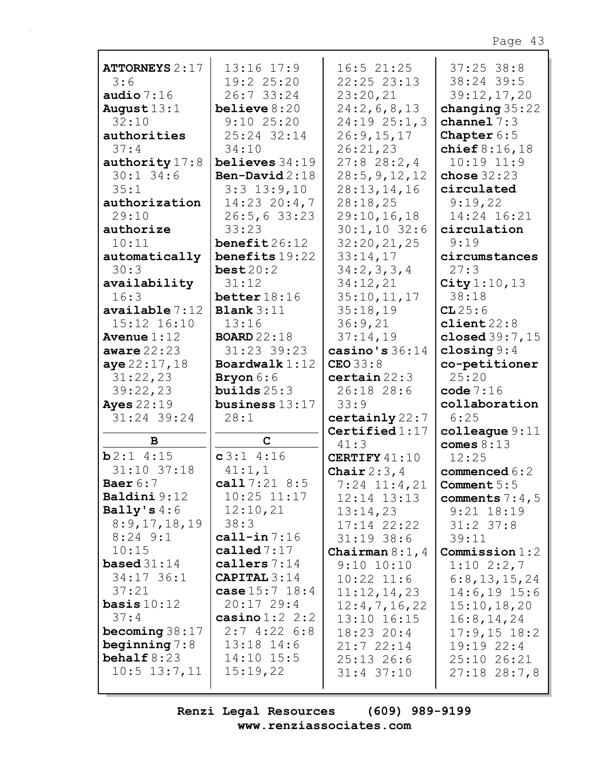**ATTORNEYS** 2:17 3:6
**audio** 7:16
**August** 13:1 32:10
**authorities** 37:4
**authority** 17:8 30:1 34:6 35:1
**authorization** 29:10
**authorize** 10:11
**automatically** 30:3
**availability** 16:3
**available** 7:12 15:12 16:10
**Avenue** 1:12
**aware** 22:23
**aye** 22:17,18 31:22,23 39:22,23
**Ayes** 22:19 31:24 39:24

**B**

**b** 2:1 4:15 31:10 37:18
**Baer** 6:7
**Baldini** 9:12
**Bally's** 4:6 8:9,17,18,19 8:24 9:1 10:15
**based** 31:14 34:17 36:1 37:21
**basis** 10:12 37:4
**becoming** 38:17
**beginning** 7:8
**behalf** 8:23 10:5 13:7,11 13:16 17:9 19:2 25:20 26:7 33:24
**believe** 8:20 9:10 25:20 25:24 32:14 34:10
**believes** 34:19
**Ben-David** 2:18 3:3 13:9,10 14:23 20:4,7 26:5,6 33:23 33:23
**benefit** 26:12
**benefits** 19:22
**best** 20:2 31:12
**better** 18:16
**Blank** 3:11 13:16
**BOARD** 22:18 31:23 39:23
**Boardwalk** 1:12
**Bryon** 6:6
**builds** 25:3
**business** 13:17 28:1

**C**

**c** 3:1 4:16 41:1,1
**call** 7:21 8:5 10:25 11:17 12:10,21 38:3
**call-in** 7:16
**called** 7:17
**callers** 7:14
**CAPITAL** 3:14
**case** 15:7 18:4 20:17 29:4
**casino** 1:2 2:2 2:7 4:22 6:8 13:18 14:6 14:10 15:5 15:19,22 16:5 21:25 22:25 23:13 23:20,21 24:2,6,8,13 24:19 25:1,3 26:9,15,17 26:21,23 27:8 28:2,4 28:5,9,12,12 28:13,14,16 28:18,25 29:10,16,18 30:1,10 32:6 32:20,21,25 33:14,17 34:2,3,3,4 34:12,21 35:10,11,17 35:18,19 36:9,21 37:14,19
**casino's** 36:14
**CEO** 33:8
**certain** 22:3 26:18 28:6 33:9
**certainly** 22:7
**Certified** 1:17 41:3
**CERTIFY** 41:10
**Chair** 2:3,4 7:24 11:4,21 12:14 13:13 13:14,23 17:14 22:22 31:19 38:6
**Chairman** 8:1,4 9:10 10:10 10:22 11:6 11:12,14,23 12:4,7,16,22 13:10 16:15 18:23 20:4 21:7 22:14 25:13 26:6 31:4 37:10 37:25 38:8 38:24 39:5 39:12,17,20
**changing** 35:22
**channel** 7:3
**Chapter** 6:5
**chief** 8:16,18 10:19 11:9
**chose** 32:23
**circulated** 9:19,22 14:24 16:21
**circulation** 9:19
**circumstances** 27:3
**City** 1:10,13 38:18
**CL** 25:6
**client** 22:8
**closed** 39:7,15
**closing** 9:4
**co-petitioner** 25:20
**code** 7:16
**collaboration** 6:25
**colleague** 9:11
**comes** 8:13 12:25
**commenced** 6:2
**Comment** 5:5
**comments** 7:4,5 9:21 18:19 31:2 37:8 39:11
**Commission** 1:2 1:10 2:2,7 6:8,13,15,24 14:6,19 15:6 15:10,18,20 16:8,14,24 17:9,15 18:2 19:19 22:4 25:10 26:21 27:18 28:7,8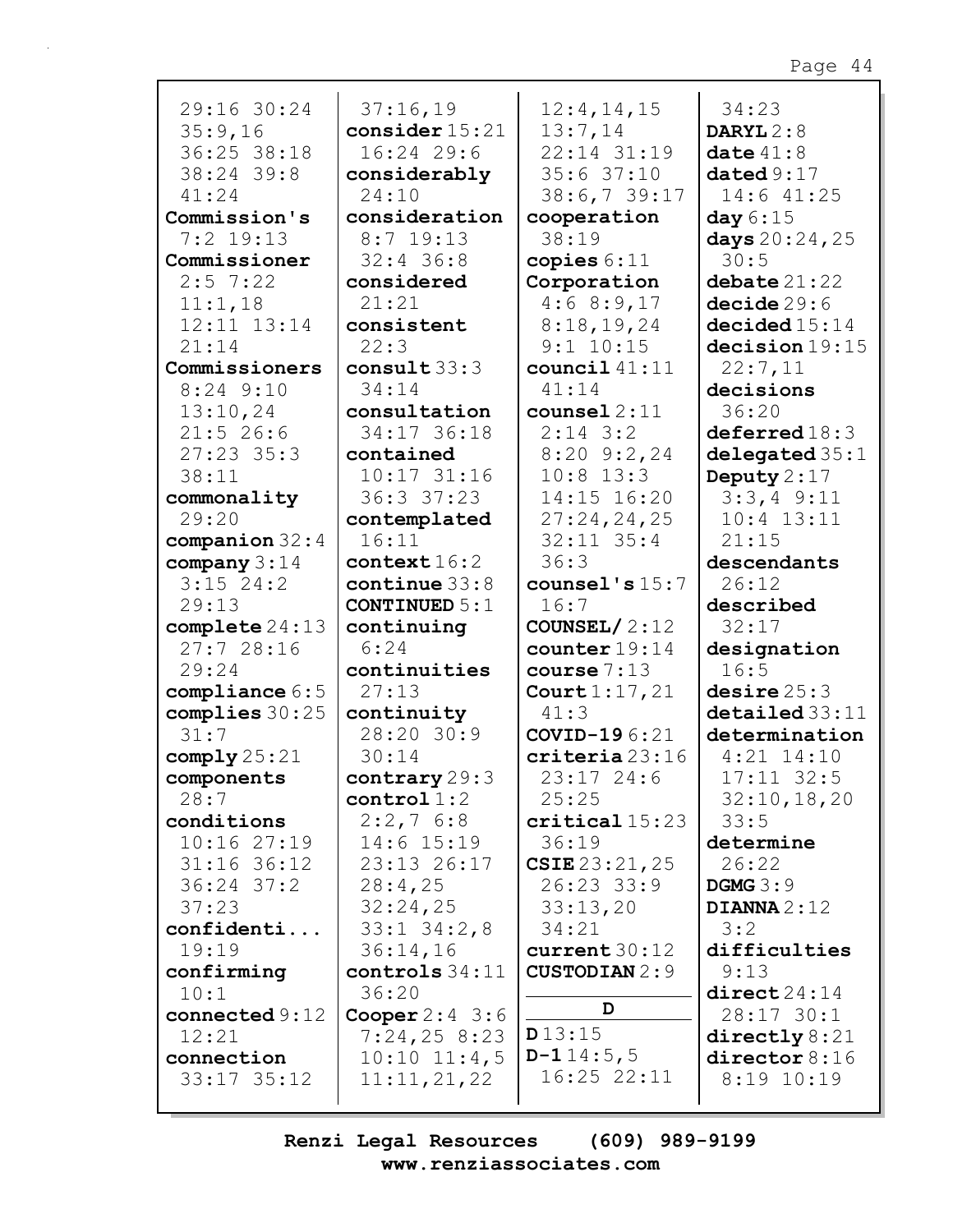29:16 30:24 35:9,16 36:25 38:18 38:24 39:8 41:24
**Commission's** 7:2 19:13
**Commissioner** 2:5 7:22 11:1,18 12:11 13:14 21:14
**Commissioners** 8:24 9:10 13:10,24 21:5 26:6 27:23 35:3 38:11
**commonality** 29:20
**companion** 32:4
**company** 3:14 3:15 24:2 29:13
**complete** 24:13 27:7 28:16 29:24
**compliance** 6:5
**complies** 30:25 31:7
**comply** 25:21
**components** 28:7
**conditions** 10:16 27:19 31:16 36:12 36:24 37:2 37:23
**confidenti...** 19:19
**confirming** 10:1
**connected** 9:12 12:21
**connection** 33:17 35:12

37:16,19
**consider** 15:21 16:24 29:6
**considerably** 24:10
**consideration** 8:7 19:13 32:4 36:8
**considered** 21:21
**consistent** 22:3
**consult** 33:3 34:14
**consultation** 34:17 36:18
**contained** 10:17 31:16 36:3 37:23
**contemplated** 16:11
**context** 16:2
**continue** 33:8
**CONTINUED** 5:1
**continuing** 6:24
**continuities** 27:13
**continuity** 28:20 30:9 30:14
**contrary** 29:3
**control** 1:2 2:2,7 6:8 14:6 15:19 23:13 26:17 28:4,25 32:24,25 33:1 34:2,8 36:14,16
**controls** 34:11 36:20
**Cooper** 2:4 3:6 7:24,25 8:23 10:10 11:4,5 11:11,21,22

12:4,14,15 13:7,14 22:14 31:19 35:6 37:10 38:6,7 39:17
**cooperation** 38:19
**copies** 6:11
**Corporation** 4:6 8:9,17 8:18,19,24 9:1 10:15
**council** 41:11 41:14
**counsel** 2:11 2:14 3:2 8:20 9:2,24 10:8 13:3 14:15 16:20 27:24,24,25 32:11 35:4 36:3
**counsel's** 15:7 16:7
**COUNSEL/** 2:12
**counter** 19:14
**course** 7:13
**Court** 1:17,21 41:3
**COVID-19** 6:21
**criteria** 23:16 23:17 24:6 25:25
**critical** 15:23 36:19
**CSIE** 23:21,25 26:23 33:9 33:13,20 34:21
**current** 30:12
**CUSTODIAN** 2:9

**D**

**D** 13:15
**D-1** 14:5,5 16:25 22:11

34:23
**DARYL** 2:8
**date** 41:8
**dated** 9:17 14:6 41:25
**day** 6:15
**days** 20:24,25 30:5
**debate** 21:22
**decide** 29:6
**decided** 15:14
**decision** 19:15 22:7,11
**decisions** 36:20
**deferred** 18:3
**delegated** 35:1
**Deputy** 2:17 3:3,4 9:11 10:4 13:11 21:15
**descendants** 26:12
**described** 32:17
**designation** 16:5
**desire** 25:3
**detailed** 33:11
**determination** 4:21 14:10 17:11 32:5 32:10,18,20 33:5
**determine** 26:22
**DGMG** 3:9
**DIANNA** 2:12 3:2
**difficulties** 9:13
**direct** 24:14 28:17 30:1
**directly** 8:21
**director** 8:16 8:19 10:19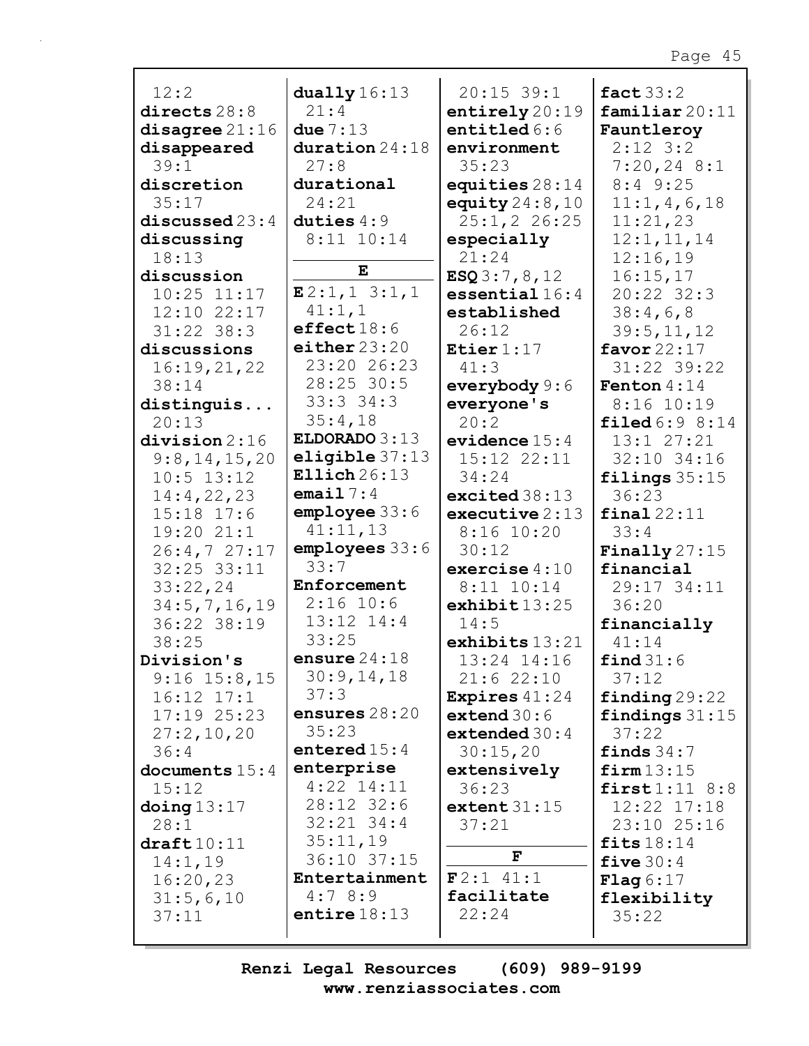12:2
**directs** 28:8
**disagree** 21:16
**disappeared** 39:1
**discretion** 35:17
**discussed** 23:4
**discussing** 18:13
**discussion** 10:25 11:17 12:10 22:17 31:22 38:3
**discussions** 16:19,21,22 38:14
**distinguis...** 20:13
**division** 2:16 9:8,14,15,20 10:5 13:12 14:4,22,23 15:18 17:6 19:20 21:1 26:4,7 27:17 32:25 33:11 33:22,24 34:5,7,16,19 36:22 38:19 38:25
**Division's** 9:16 15:8,15 16:12 17:1 17:19 25:23 27:2,10,20 36:4
**documents** 15:4 15:12
**doing** 13:17 28:1
**draft** 10:11 14:1,19 16:20,23 31:5,6,10 37:11

**dually** 16:13 21:4
**due** 7:13
**duration** 24:18 27:8
**durational** 24:21
**duties** 4:9 8:11 10:14

**E**

**E** 2:1,1 3:1,1 41:1,1
**effect** 18:6
**either** 23:20 23:20 26:23 28:25 30:5 33:3 34:3 35:4,18
**ELDORADO** 3:13
**eligible** 37:13
**Ellich** 26:13
**email** 7:4
**employee** 33:6 41:11,13
**employees** 33:6 33:7
**Enforcement** 2:16 10:6 13:12 14:4 33:25
**ensure** 24:18 30:9,14,18 37:3
**ensures** 28:20 35:23
**entered** 15:4
**enterprise** 4:22 14:11 28:12 32:6 32:21 34:4 35:11,19 36:10 37:15
**Entertainment** 4:7 8:9
**entire** 18:13

20:15 39:1
**entirely** 20:19
**entitled** 6:6
**environment** 35:23
**equities** 28:14
**equity** 24:8,10 25:1,2 26:25
**especially** 21:24
**ESQ** 3:7,8,12
**essential** 16:4
**established** 26:12
**Etier** 1:17 41:3
**everybody** 9:6
**everyone's** 20:2
**evidence** 15:4 15:12 22:11 34:24
**excited** 38:13
**executive** 2:13 8:16 10:20 30:12
**exercise** 4:10 8:11 10:14
**exhibit** 13:25 14:5
**exhibits** 13:21 13:24 14:16 21:6 22:10
**Expires** 41:24
**extend** 30:6
**extended** 30:4 30:15,20
**extensively** 36:23
**extent** 31:15 37:21

**F**

**F** 2:1 41:1
**facilitate** 22:24

**fact** 33:2
**familiar** 20:11
**Fauntleroy** 2:12 3:2 7:20,24 8:1 8:4 9:25 11:1,4,6,18 11:21,23 12:1,11,14 12:16,19 16:15,17 20:22 32:3 38:4,6,8 39:5,11,12
**favor** 22:17 31:22 39:22
**Fenton** 4:14 8:16 10:19
**filed** 6:9 8:14 13:1 27:21 32:10 34:16
**filings** 35:15 36:23
**final** 22:11 33:4
**Finally** 27:15
**financial** 29:17 34:11 36:20
**financially** 41:14
**find** 31:6 37:12
**finding** 29:22
**findings** 31:15 37:22
**finds** 34:7
**firm** 13:15
**first** 1:11 8:8 12:22 17:18 23:10 25:16
**fits** 18:14
**five** 30:4
**Flag** 6:17
**flexibility** 35:22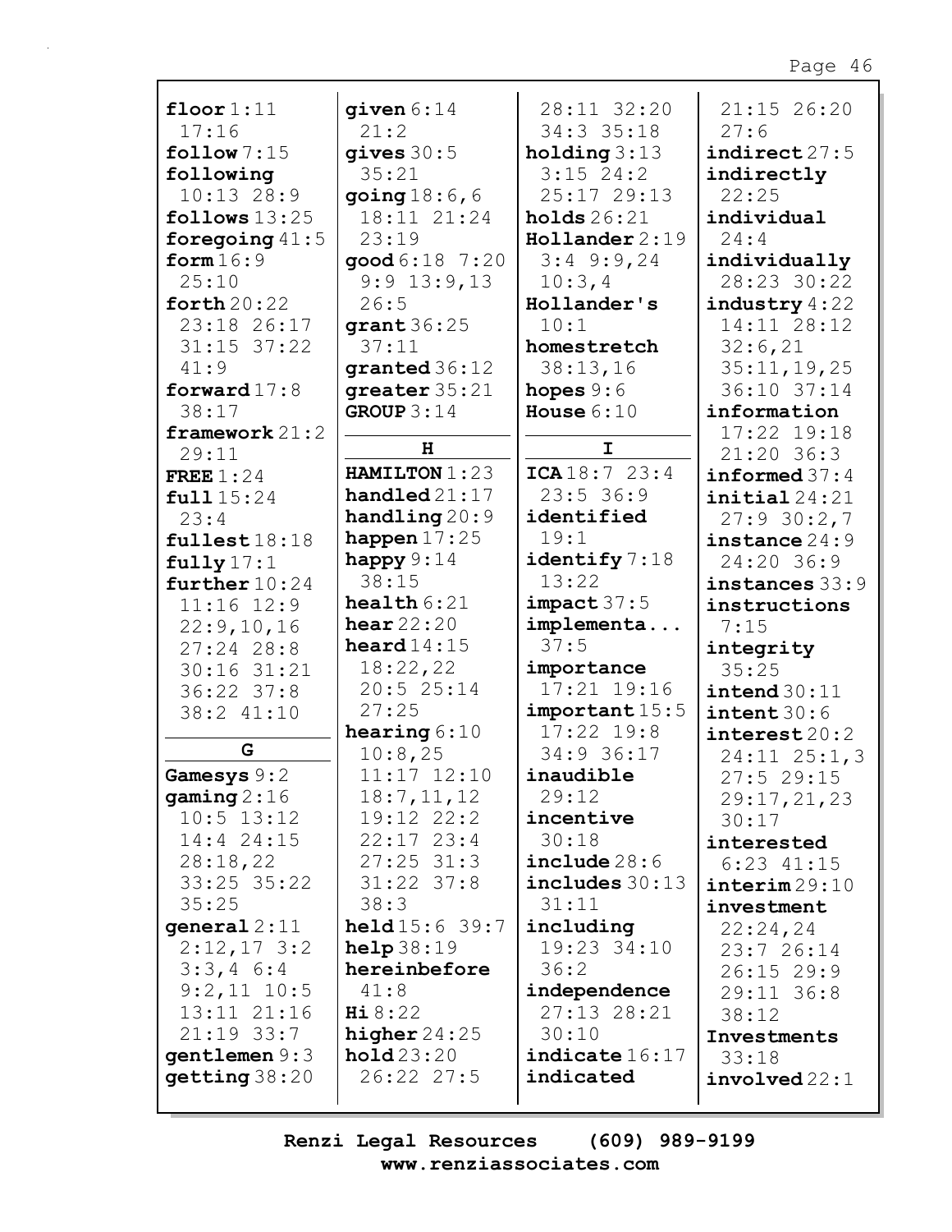**floor** 1:11 17:16
**follow** 7:15
**following** 10:13 28:9
**follows** 13:25
**foregoing** 41:5
**form** 16:9 25:10
**forth** 20:22 23:18 26:17 31:15 37:22 41:9
**forward** 17:8 38:17
**framework** 21:2 29:11
**FREE** 1:24
**full** 15:24 23:4
**fullest** 18:18
**fully** 17:1
**further** 10:24 11:16 12:9 22:9,10,16 27:24 28:8 30:16 31:21 36:22 37:8 38:2 41:10

**G**

**Gamesys** 9:2
**gaming** 2:16 10:5 13:12 14:4 24:15 28:18,22 33:25 35:22 35:25
**general** 2:11 2:12,17 3:2 3:3,4 6:4 9:2,11 10:5 13:11 21:16 21:19 33:7
**gentlemen** 9:3
**getting** 38:20
**given** 6:14 21:2
**gives** 30:5 35:21
**going** 18:6,6 18:11 21:24 23:19
**good** 6:18 7:20 9:9 13:9,13 26:5
**grant** 36:25 37:11
**granted** 36:12
**greater** 35:21
**GROUP** 3:14

**H**

**HAMILTON** 1:23
**handled** 21:17
**handling** 20:9
**happen** 17:25
**happy** 9:14 38:15
**health** 6:21
**hear** 22:20
**heard** 14:15 18:22,22 20:5 25:14 27:25
**hearing** 6:10 10:8,25 11:17 12:10 18:7,11,12 19:12 22:2 22:17 23:4 27:25 31:3 31:22 37:8 38:3
**held** 15:6 39:7
**help** 38:19
**hereinbefore** 41:8
**Hi** 8:22
**higher** 24:25
**hold** 23:20 26:22 27:5 28:11 32:20 34:3 35:18
**holding** 3:13 3:15 24:2 25:17 29:13
**holds** 26:21
**Hollander** 2:19 3:4 9:9,24 10:3,4
**Hollander's** 10:1
**homestretch** 38:13,16
**hopes** 9:6
**House** 6:10

**I**

**ICA** 18:7 23:4 23:5 36:9
**identified** 19:1
**identify** 7:18 13:22
**impact** 37:5
**implementa...** 37:5
**importance** 17:21 19:16
**important** 15:5 17:22 19:8 34:9 36:17
**inaudible** 29:12
**incentive** 30:18
**include** 28:6
**includes** 30:13 31:11
**including** 19:23 34:10 36:2
**independence** 27:13 28:21 30:10
**indicate** 16:17
**indicated** 21:15 26:20 27:6
**indirect** 27:5
**indirectly** 22:25
**individual** 24:4
**individually** 28:23 30:22
**industry** 4:22 14:11 28:12 32:6,21 35:11,19,25 36:10 37:14
**information** 17:22 19:18 21:20 36:3
**informed** 37:4
**initial** 24:21 27:9 30:2,7
**instance** 24:9 24:20 36:9
**instances** 33:9
**instructions** 7:15
**integrity** 35:25
**intend** 30:11
**intent** 30:6
**interest** 20:2 24:11 25:1,3 27:5 29:15 29:17,21,23 30:17
**interested** 6:23 41:15
**interim** 29:10
**investment** 22:24,24 23:7 26:14 26:15 29:9 29:11 36:8 38:12
**Investments** 33:18
**involved** 22:1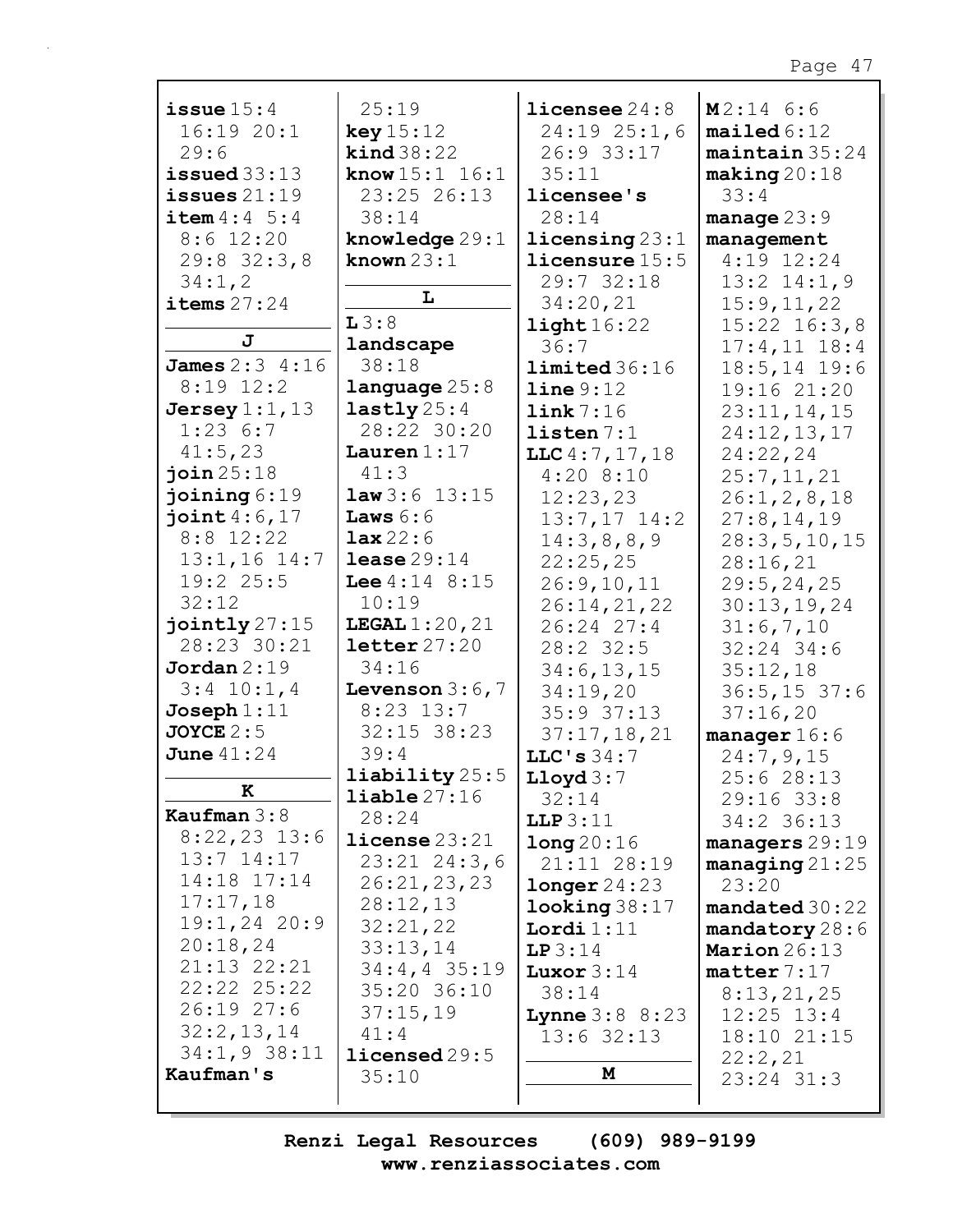**issue** 15:4 16:19 20:1 29:6
**issued** 33:13
**issues** 21:19
**item** 4:4 5:4 8:6 12:20 29:8 32:3,8 34:1,2
**items** 27:24

**J**

**James** 2:3 4:16 8:19 12:2
**Jersey** 1:1,13 1:23 6:7 41:5,23
**join** 25:18
**joining** 6:19
**joint** 4:6,17 8:8 12:22 13:1,16 14:7 19:2 25:5 32:12
**jointly** 27:15 28:23 30:21
**Jordan** 2:19 3:4 10:1,4
**Joseph** 1:11
**JOYCE** 2:5
**June** 41:24

**K**

**Kaufman** 3:8 8:22,23 13:6 13:7 14:17 14:18 17:14 17:17,18 19:1,24 20:9 20:18,24 21:13 22:21 22:22 25:22 26:19 27:6 32:2,13,14 34:1,9 38:11
**Kaufman's** 25:19
**key** 15:12
**kind** 38:22
**know** 15:1 16:1 23:25 26:13 38:14
**knowledge** 29:1
**known** 23:1

**L**

**L** 3:8
**landscape** 38:18
**language** 25:8
**lastly** 25:4 28:22 30:20
**Lauren** 1:17 41:3
**law** 3:6 13:15
**Laws** 6:6
**lax** 22:6
**lease** 29:14
**Lee** 4:14 8:15 10:19
**LEGAL** 1:20,21
**letter** 27:20 34:16
**Levenson** 3:6,7 8:23 13:7 32:15 38:23 39:4
**liability** 25:5
**liable** 27:16 28:24
**license** 23:21 23:21 24:3,6 26:21,23,23 28:12,13 32:21,22 33:13,14 34:4,4 35:19 35:20 36:10 37:15,19 41:4
**licensed** 29:5 35:10
**licensee** 24:8 24:19 25:1,6 26:9 33:17 35:11
**licensee's** 28:14
**licensing** 23:1
**licensure** 15:5 29:7 32:18 34:20,21
**light** 16:22 36:7
**limited** 36:16
**line** 9:12
**link** 7:16
**listen** 7:1
**LLC** 4:7,17,18 4:20 8:10 12:23,23 13:7,17 14:2 14:3,8,8,9 22:25,25 26:9,10,11 26:14,21,22 26:24 27:4 28:2 32:5 34:6,13,15 34:19,20 35:9 37:13 37:17,18,21
**LLC's** 34:7
**Lloyd** 3:7 32:14
**LLP** 3:11
**long** 20:16 21:11 28:19
**longer** 24:23
**looking** 38:17
**Lordi** 1:11
**LP** 3:14
**Luxor** 3:14 38:14
**Lynne** 3:8 8:23 13:6 32:13

**M**

**M** 2:14 6:6
**mailed** 6:12
**maintain** 35:24
**making** 20:18 33:4
**manage** 23:9
**management** 4:19 12:24 13:2 14:1,9 15:9,11,22 15:22 16:3,8 17:4,11 18:4 18:5,14 19:6 19:16 21:20 23:11,14,15 24:12,13,17 24:22,24 25:7,11,21 26:1,2,8,18 27:8,14,19 28:3,5,10,15 28:16,21 29:5,24,25 30:13,19,24 31:6,7,10 32:24 34:6 35:12,18 36:5,15 37:6 37:16,20
**manager** 16:6 24:7,9,15 25:6 28:13 29:16 33:8 34:2 36:13
**managers** 29:19
**managing** 21:25 23:20
**mandated** 30:22
**mandatory** 28:6
**Marion** 26:13
**matter** 7:17 8:13,21,25 12:25 13:4 18:10 21:15 22:2,21 23:24 31:3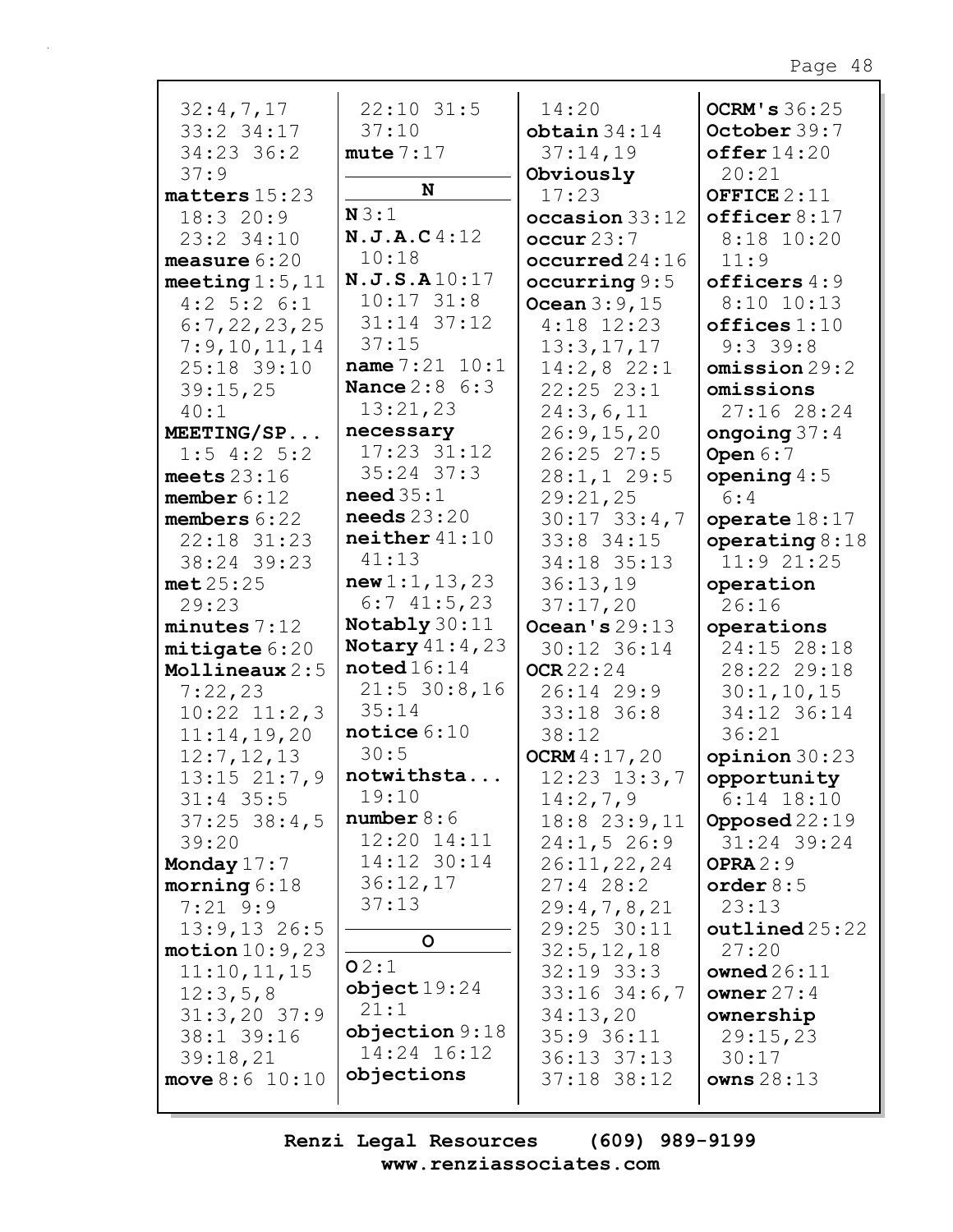32:4,7,17
33:2 34:17
34:23 36:2
37:9
**matters** 15:23
18:3 20:9
23:2 34:10
**measure** 6:20
**meeting** 1:5,11
4:2 5:2 6:1
6:7,22,23,25
7:9,10,11,14
25:18 39:10
39:15,25
40:1
**MEETING/SP...**
1:5 4:2 5:2
**meets** 23:16
**member** 6:12
**members** 6:22
22:18 31:23
38:24 39:23
**met** 25:25
29:23
**minutes** 7:12
**mitigate** 6:20
**Mollineaux** 2:5
7:22,23
10:22 11:2,3
11:14,19,20
12:7,12,13
13:15 21:7,9
31:4 35:5
37:25 38:4,5
39:20
**Monday** 17:7
**morning** 6:18
7:21 9:9
13:9,13 26:5
**motion** 10:9,23
11:10,11,15
12:3,5,8
31:3,20 37:9
38:1 39:16
39:18,21
**move** 8:6 10:10

22:10 31:5
37:10
**mute** 7:17

**N**

**N** 3:1
**N.J.A.C** 4:12
10:18
**N.J.S.A** 10:17
10:17 31:8
31:14 37:12
37:15
**name** 7:21 10:1
**Nance** 2:8 6:3
13:21,23
**necessary**
17:23 31:12
35:24 37:3
**need** 35:1
**needs** 23:20
**neither** 41:10
41:13
**new** 1:1,13,23
6:7 41:5,23
**Notably** 30:11
**Notary** 41:4,23
**noted** 16:14
21:5 30:8,16
35:14
**notice** 6:10
30:5
**notwithsta...**
19:10
**number** 8:6
12:20 14:11
14:12 30:14
36:12,17
37:13

**O**

**O** 2:1
**object** 19:24
21:1
**objection** 9:18
14:24 16:12
**objections**

14:20
**obtain** 34:14
37:14,19
**Obviously**
17:23
**occasion** 33:12
**occur** 23:7
**occurred** 24:16
**occurring** 9:5
**Ocean** 3:9,15
4:18 12:23
13:3,17,17
14:2,8 22:1
22:25 23:1
24:3,6,11
26:9,15,20
26:25 27:5
28:1,1 29:5
29:21,25
30:17 33:4,7
33:8 34:15
34:18 35:13
36:13,19
37:17,20
**Ocean's** 29:13
30:12 36:14
**OCR** 22:24
26:14 29:9
33:18 36:8
38:12
**OCRM** 4:17,20
12:23 13:3,7
14:2,7,9
18:8 23:9,11
24:1,5 26:9
26:11,22,24
27:4 28:2
29:4,7,8,21
29:25 30:11
32:5,12,18
32:19 33:3
33:16 34:6,7
34:13,20
35:9 36:11
36:13 37:13
37:18 38:12

**OCRM's** 36:25
**October** 39:7
**offer** 14:20
20:21
**OFFICE** 2:11
**officer** 8:17
8:18 10:20
11:9
**officers** 4:9
8:10 10:13
**offices** 1:10
9:3 39:8
**omission** 29:2
**omissions**
27:16 28:24
**ongoing** 37:4
**Open** 6:7
**opening** 4:5
6:4
**operate** 18:17
**operating** 8:18
11:9 21:25
**operation**
26:16
**operations**
24:15 28:18
28:22 29:18
30:1,10,15
34:12 36:14
36:21
**opinion** 30:23
**opportunity**
6:14 18:10
**Opposed** 22:19
31:24 39:24
**OPRA** 2:9
**order** 8:5
23:13
**outlined** 25:22
27:20
**owned** 26:11
**owner** 27:4
**ownership**
29:15,23
30:17
**owns** 28:13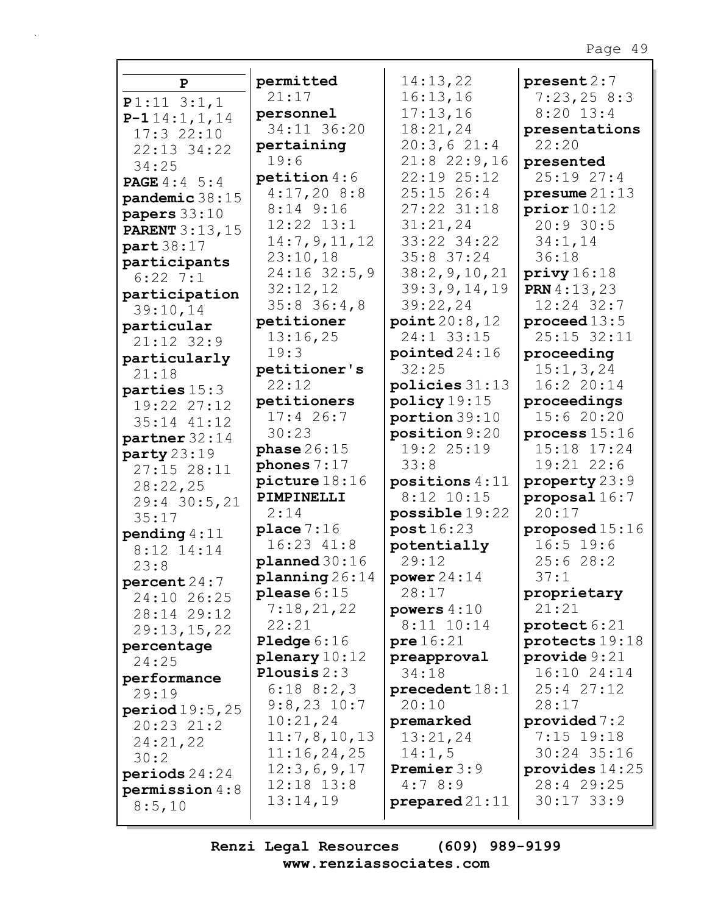**P**

**P** 1:11 3:1,1
**P-1** 14:1,1,14 17:3 22:10 22:13 34:22 34:25
**PAGE** 4:4 5:4
**pandemic** 38:15
**papers** 33:10
**PARENT** 3:13,15
**part** 38:17
**participants** 6:22 7:1
**participation** 39:10,14
**particular** 21:12 32:9
**particularly** 21:18
**parties** 15:3 19:22 27:12 35:14 41:12
**partner** 32:14
**party** 23:19 27:15 28:11 28:22,25 29:4 30:5,21 35:17
**pending** 4:11 8:12 14:14 23:8
**percent** 24:7 24:10 26:25 28:14 29:12 29:13,15,22
**percentage** 24:25
**performance** 29:19
**period** 19:5,25 20:23 21:2 24:21,22 30:2
**periods** 24:24
**permission** 4:8 8:5,10
**permitted** 21:17
**personnel** 34:11 36:20
**pertaining** 19:6
**petition** 4:6 4:17,20 8:8 8:14 9:16 12:22 13:1 14:7,9,11,12 23:10,18 24:16 32:5,9 32:12,12 35:8 36:4,8
**petitioner** 13:16,25 19:3
**petitioner's** 22:12
**petitioners** 17:4 26:7 30:23
**phase** 26:15
**phones** 7:17
**picture** 18:16
**PIMPINELLI** 2:14
**place** 7:16 16:23 41:8
**planned** 30:16
**planning** 26:14
**please** 6:15 7:18,21,22 22:21
**Pledge** 6:16
**plenary** 10:12
**Plousis** 2:3 6:18 8:2,3 9:8,23 10:7 10:21,24 11:7,8,10,13 11:16,24,25 12:3,6,9,17 12:18 13:8 13:14,19 14:13,22 16:13,16 17:13,16 18:21,24 20:3,6 21:4 21:8 22:9,16 22:19 25:12 25:15 26:4 27:22 31:18 31:21,24 33:22 34:22 35:8 37:24 38:2,9,10,21 39:3,9,14,19 39:22,24
**point** 20:8,12 24:1 33:15
**pointed** 24:16 32:25
**policies** 31:13
**policy** 19:15
**portion** 39:10
**position** 9:20 19:2 25:19 33:8
**positions** 4:11 8:12 10:15
**possible** 19:22
**post** 16:23
**potentially** 29:12
**power** 24:14 28:17
**powers** 4:10 8:11 10:14
**pre** 16:21
**preapproval** 34:18
**precedent** 18:1 20:10
**premarked** 13:21,24 14:1,5
**Premier** 3:9 4:7 8:9
**prepared** 21:11
**present** 2:7 7:23,25 8:3 8:20 13:4
**presentations** 22:20
**presented** 25:19 27:4
**presume** 21:13
**prior** 10:12 20:9 30:5 34:1,14 36:18
**privy** 16:18
**PRN** 4:13,23 12:24 32:7
**proceed** 13:5 25:15 32:11
**proceeding** 15:1,3,24 16:2 20:14
**proceedings** 15:6 20:20
**process** 15:16 15:18 17:24 19:21 22:6
**property** 23:9
**proposal** 16:7 20:17
**proposed** 15:16 16:5 19:6 25:6 28:2 37:1
**proprietary** 21:21
**protect** 6:21
**protects** 19:18
**provide** 9:21 16:10 24:14 25:4 27:12 28:17
**provided** 7:2 7:15 19:18 30:24 35:16
**provides** 14:25 28:4 29:25 30:17 33:9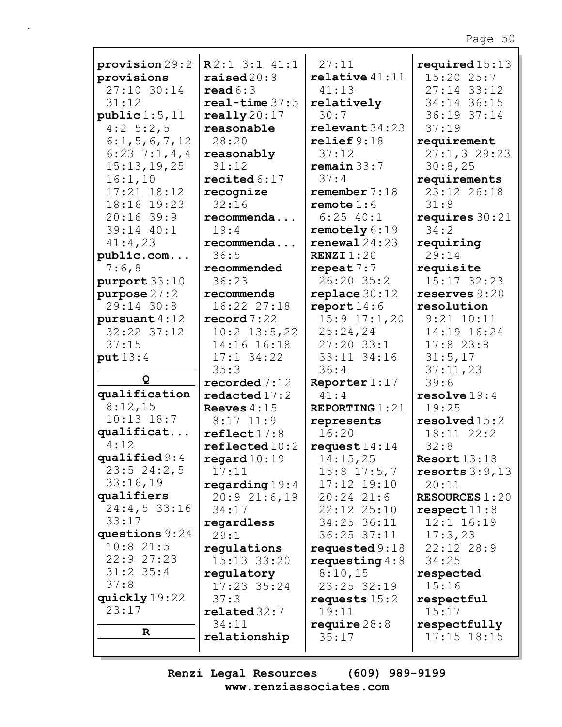**provision** 29:2
**provisions** 27:10 30:14 31:12
**public** 1:5,11 4:2 5:2,5 6:1,5,6,7,12 6:23 7:1,4,4 15:13,19,25 16:1,10 17:21 18:12 18:16 19:23 20:16 39:9 39:14 40:1 41:4,23
**public.com...** 7:6,8
**purport** 33:10
**purpose** 27:2 29:14 30:8
**pursuant** 4:12 32:22 37:12 37:15
**put** 13:4

**Q**

**qualification** 8:12,15 10:13 18:7
**qualificat...** 4:12
**qualified** 9:4 23:5 24:2,5 33:16,19
**qualifiers** 24:4,5 33:16 33:17
**questions** 9:24 10:8 21:5 22:9 27:23 31:2 35:4 37:8
**quickly** 19:22 23:17

**R**

**R** 2:1 3:1 41:1
**raised** 20:8
**read** 6:3
**real-time** 37:5
**really** 20:17
**reasonable** 28:20
**reasonably** 31:12
**recited** 6:17
**recognize** 32:16
**recommenda...** 19:4
**recommenda...** 36:5
**recommended** 36:23
**recommends** 16:22 27:18
**record** 7:22 10:2 13:5,22 14:16 16:18 17:1 34:22 35:3
**recorded** 7:12
**redacted** 17:2
**Reeves** 4:15 8:17 11:9
**reflect** 17:8
**reflected** 10:2
**regard** 10:19 17:11
**regarding** 19:4 20:9 21:6,19 34:17
**regardless** 29:1
**regulations** 15:13 33:20
**regulatory** 17:23 35:24 37:3
**related** 32:7 34:11
**relationship** 27:11
**relative** 41:11 41:13
**relatively** 30:7
**relevant** 34:23
**relief** 9:18 37:12
**remain** 33:7 37:4
**remember** 7:18
**remote** 1:6 6:25 40:1
**remotely** 6:19
**renewal** 24:23
**RENZI** 1:20
**repeat** 7:7 26:20 35:2
**replace** 30:12
**report** 14:6 15:9 17:1,20 25:24,24 27:20 33:1 33:11 34:16 36:4
**Reporter** 1:17 41:4
**REPORTING** 1:21
**represents** 16:20
**request** 14:14 14:15,25 15:8 17:5,7 17:12 19:10 20:24 21:6 22:12 25:10 34:25 36:11 36:25 37:11
**requested** 9:18
**requesting** 4:8 8:10,15 23:25 32:19
**requests** 15:2 19:11
**require** 28:8 35:17
**required** 15:13 15:20 25:7 27:14 33:12 34:14 36:15 36:19 37:14 37:19
**requirement** 27:1,3 29:23 30:8,25
**requirements** 23:12 26:18 31:8
**requires** 30:21 34:2
**requiring** 29:14
**requisite** 15:17 32:23
**reserves** 9:20
**resolution** 9:21 10:11 14:19 16:24 17:8 23:8 31:5,17 37:11,23 39:6
**resolve** 19:4 19:25
**resolved** 15:2 18:11 22:2 32:8
**Resort** 13:18
**resorts** 3:9,13 20:11
**RESOURCES** 1:20
**respect** 11:8 12:1 16:19 17:3,23 22:12 28:9 34:25
**respected** 15:16
**respectful** 15:17
**respectfully** 17:15 18:15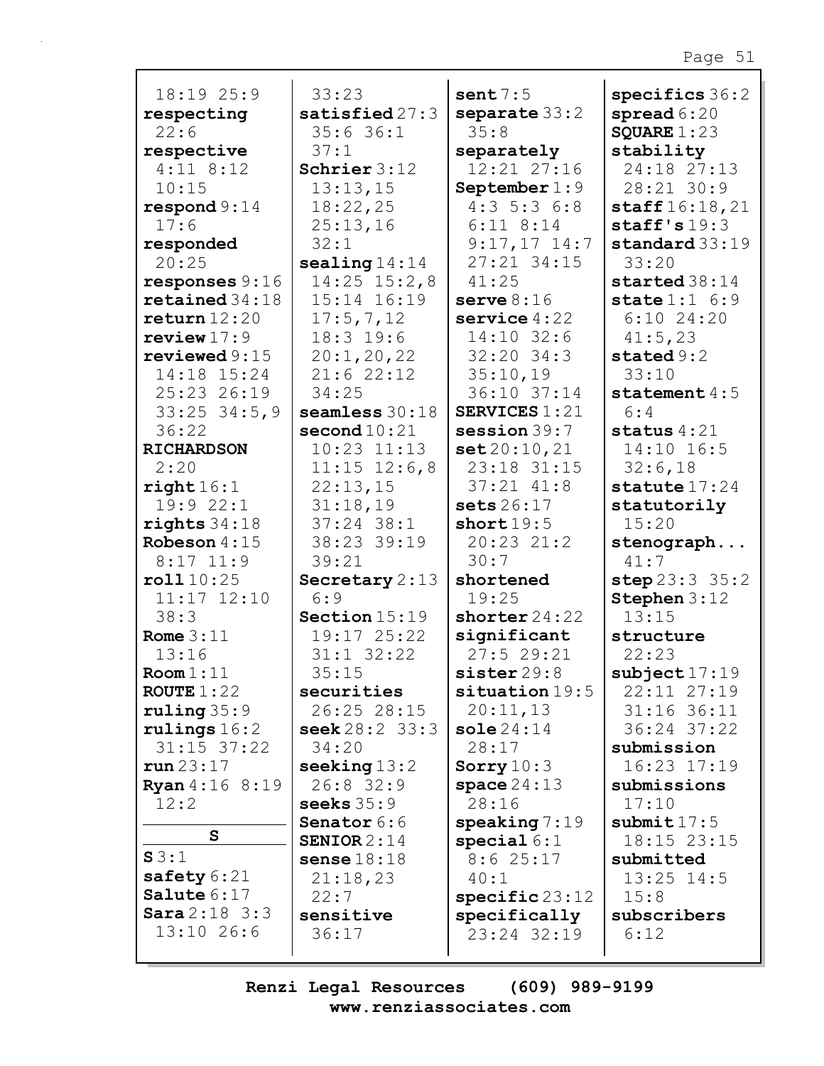18:19 25:9
**respecting** 22:6
**respective** 4:11 8:12 10:15
**respond** 9:14 17:6
**responded** 20:25
**responses** 9:16
**retained** 34:18
**return** 12:20
**review** 17:9
**reviewed** 9:15 14:18 15:24 25:23 26:19 33:25 34:5,9 36:22
**RICHARDSON** 2:20
**right** 16:1 19:9 22:1
**rights** 34:18
**Robeson** 4:15 8:17 11:9
**roll** 10:25 11:17 12:10 38:3
**Rome** 3:11 13:16
**Room** 1:11
**ROUTE** 1:22
**ruling** 35:9
**rulings** 16:2 31:15 37:22
**run** 23:17
**Ryan** 4:16 8:19 12:2

**S**

**S** 3:1
**safety** 6:21
**Salute** 6:17
**Sara** 2:18 3:3 13:10 26:6

33:23
**satisfied** 27:3 35:6 36:1 37:1
**Schrier** 3:12 13:13,15 18:22,25 25:13,16 32:1
**sealing** 14:14 14:25 15:2,8 15:14 16:19 17:5,7,12 18:3 19:6 20:1,20,22 21:6 22:12 34:25
**seamless** 30:18
**second** 10:21 10:23 11:13 11:15 12:6,8 22:13,15 31:18,19 37:24 38:1 38:23 39:19 39:21
**Secretary** 2:13 6:9
**Section** 15:19 19:17 25:22 31:1 32:22 35:15
**securities** 26:25 28:15
**seek** 28:2 33:3 34:20
**seeking** 13:2 26:8 32:9
**seeks** 35:9
**Senator** 6:6
**SENIOR** 2:14
**sense** 18:18 21:18,23 22:7
**sensitive** 36:17

**sent** 7:5
**separate** 33:2 35:8
**separately** 12:21 27:16
**September** 1:9 4:3 5:3 6:8 6:11 8:14 9:17,17 14:7 27:21 34:15 41:25
**serve** 8:16
**service** 4:22 14:10 32:6 32:20 34:3 35:10,19 36:10 37:14
**SERVICES** 1:21
**session** 39:7
**set** 20:10,21 23:18 31:15 37:21 41:8
**sets** 26:17
**short** 19:5 20:23 21:2 30:7
**shortened** 19:25
**shorter** 24:22
**significant** 27:5 29:21
**sister** 29:8
**situation** 19:5 20:11,13
**sole** 24:14 28:17
**Sorry** 10:3
**space** 24:13 28:16
**speaking** 7:19
**special** 6:1 8:6 25:17 40:1
**specific** 23:12
**specifically** 23:24 32:19

**specifics** 36:2
**spread** 6:20
**SQUARE** 1:23
**stability** 24:18 27:13 28:21 30:9
**staff** 16:18,21
**staff's** 19:3
**standard** 33:19 33:20
**started** 38:14
**state** 1:1 6:9 6:10 24:20 41:5,23
**stated** 9:2 33:10
**statement** 4:5 6:4
**status** 4:21 14:10 16:5 32:6,18
**statute** 17:24
**statutorily** 15:20
**stenograph...** 41:7
**step** 23:3 35:2
**Stephen** 3:12 13:15
**structure** 22:23
**subject** 17:19 22:11 27:19 31:16 36:11 36:24 37:22
**submission** 16:23 17:19
**submissions** 17:10
**submit** 17:5 18:15 23:15
**submitted** 13:25 14:5 15:8
**subscribers** 6:12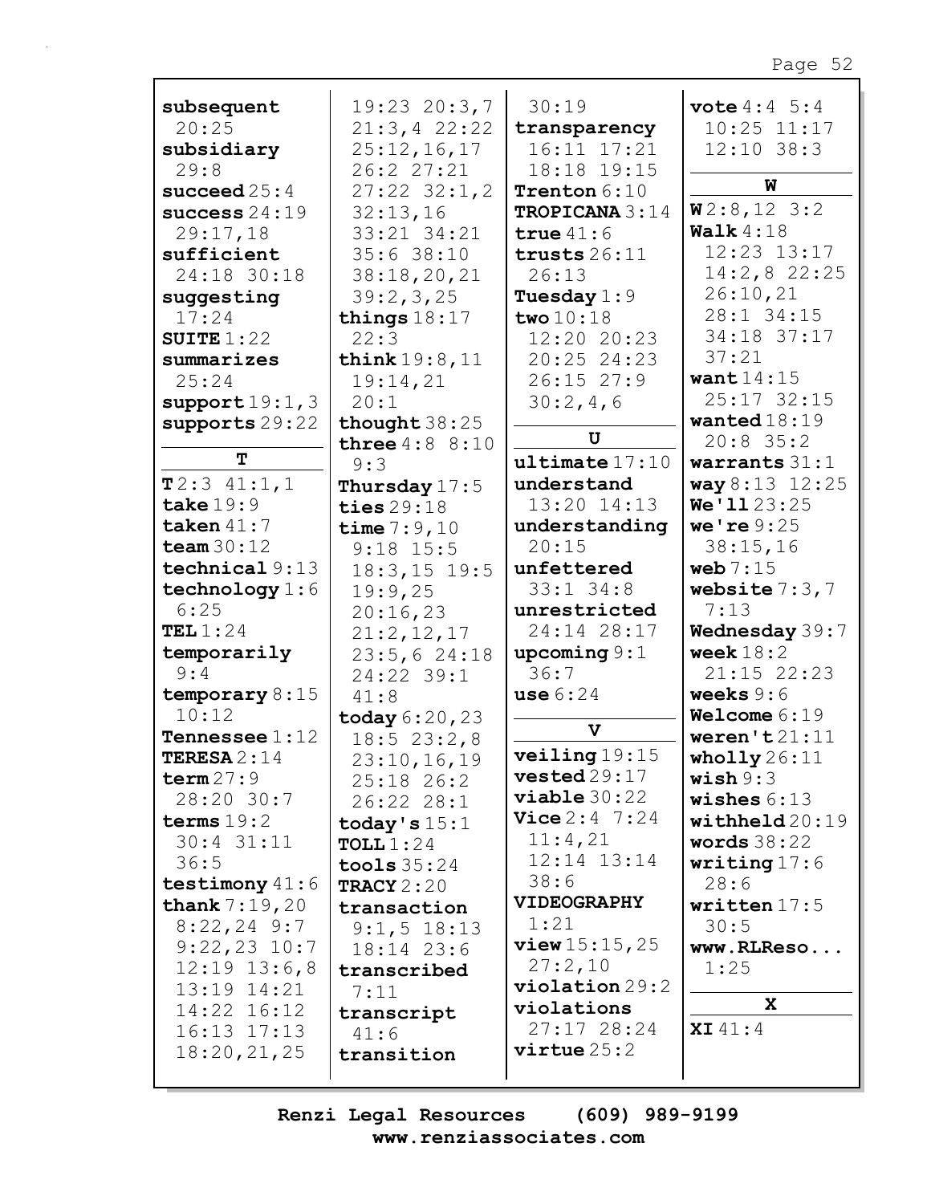**subsequent** 20:25
**subsidiary** 29:8
**succeed** 25:4
**success** 24:19 29:17,18
**sufficient** 24:18 30:18
**suggesting** 17:24
**SUITE** 1:22
**summarizes** 25:24
**support** 19:1,3
**supports** 29:22

**T**

**T** 2:3 41:1,1
**take** 19:9
**taken** 41:7
**team** 30:12
**technical** 9:13
**technology** 1:6 6:25
**TEL** 1:24
**temporarily** 9:4
**temporary** 8:15 10:12
**Tennessee** 1:12
**TERESA** 2:14
**term** 27:9 28:20 30:7
**terms** 19:2 30:4 31:11 36:5
**testimony** 41:6
**thank** 7:19,20 8:22,24 9:7 9:22,23 10:7 12:19 13:6,8 13:19 14:21 14:22 16:12 16:13 17:13 18:20,21,25 19:23 20:3,7 21:3,4 22:22 25:12,16,17 26:2 27:21 27:22 32:1,2 32:13,16 33:21 34:21 35:6 38:10 38:18,20,21 39:2,3,25
**things** 18:17 22:3
**think** 19:8,11 19:14,21 20:1
**thought** 38:25
**three** 4:8 8:10 9:3
**Thursday** 17:5
**ties** 29:18
**time** 7:9,10 9:18 15:5 18:3,15 19:5 19:9,25 20:16,23 21:2,12,17 23:5,6 24:18 24:22 39:1 41:8
**today** 6:20,23 18:5 23:2,8 23:10,16,19 25:18 26:2 26:22 28:1
**today's** 15:1
**TOLL** 1:24
**tools** 35:24
**TRACY** 2:20
**transaction** 9:1,5 18:13 18:14 23:6
**transcribed** 7:11
**transcript** 41:6
**transition** 30:19
**transparency** 16:11 17:21 18:18 19:15
**Trenton** 6:10
**TROPICANA** 3:14
**true** 41:6
**trusts** 26:11 26:13
**Tuesday** 1:9
**two** 10:18 12:20 20:23 20:25 24:23 26:15 27:9 30:2,4,6

**U**

**ultimate** 17:10
**understand** 13:20 14:13
**understanding** 20:15
**unfettered** 33:1 34:8
**unrestricted** 24:14 28:17
**upcoming** 9:1 36:7
**use** 6:24

**V**

**veiling** 19:15
**vested** 29:17
**viable** 30:22
**Vice** 2:4 7:24 11:4,21 12:14 13:14 38:6
**VIDEOGRAPHY** 1:21
**view** 15:15,25 27:2,10
**violation** 29:2
**violations** 27:17 28:24
**virtue** 25:2
**vote** 4:4 5:4 10:25 11:17 12:10 38:3

**W**

**W** 2:8,12 3:2
**Walk** 4:18 12:23 13:17 14:2,8 22:25 26:10,21 28:1 34:15 34:18 37:17 37:21
**want** 14:15 25:17 32:15
**wanted** 18:19 20:8 35:2
**warrants** 31:1
**way** 8:13 12:25
**We'll** 23:25
**we're** 9:25 38:15,16
**web** 7:15
**website** 7:3,7 7:13
**Wednesday** 39:7
**week** 18:2 21:15 22:23
**weeks** 9:6
**Welcome** 6:19
**weren't** 21:11
**wholly** 26:11
**wish** 9:3
**wishes** 6:13
**withheld** 20:19
**words** 38:22
**writing** 17:6 28:6
**written** 17:5 30:5
**www.RLReso...** 1:25

**X**

**XI** 41:4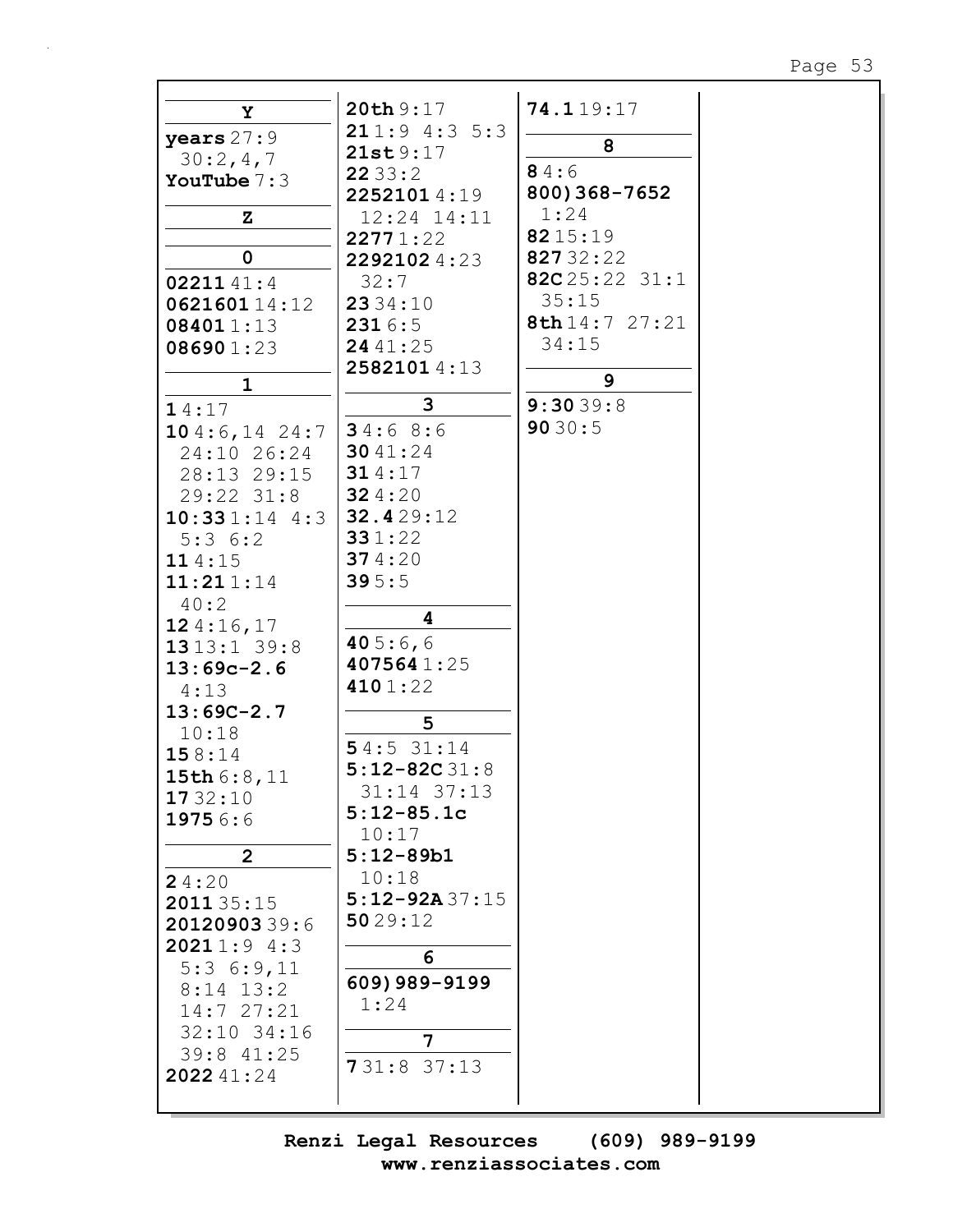**Y**

**years** 27:9 30:2,4,7
**YouTube** 7:3

**Z**

**0**

**02211** 41:4
**0621601** 14:12
**08401** 1:13
**08690** 1:23

**1**

**1** 4:17
**10** 4:6,14 24:7 24:10 26:24 28:13 29:15 29:22 31:8
**10:33** 1:14 4:3 5:3 6:2
**11** 4:15
**11:21** 1:14 40:2
**12** 4:16,17
**13** 13:1 39:8
**13:69c-2.6** 4:13
**13:69C-2.7** 10:18
**15** 8:14
**15th** 6:8,11
**17** 32:10
**1975** 6:6

**2**

**2** 4:20
**2011** 35:15
**20120903** 39:6
**2021** 1:9 4:3 5:3 6:9,11 8:14 13:2 14:7 27:21 32:10 34:16 39:8 41:25
**2022** 41:24
**20th** 9:17
**21** 1:9 4:3 5:3
**21st** 9:17
**22** 33:2
**2252101** 4:19 12:24 14:11
**22771** 1:22
**2292102** 4:23 32:7
**23** 34:10
**231** 6:5
**24** 41:25
**2582101** 4:13

**3**

**3** 4:6 8:6
**30** 41:24
**31** 4:17
**32** 4:20
**32.4** 29:12
**33** 1:22
**37** 4:20
**39** 5:5

**4**

**40** 5:6,6
**407564** 1:25
**410** 1:22

**5**

**5** 4:5 31:14
**5:12-82C** 31:8 31:14 37:13
**5:12-85.1c** 10:17
**5:12-89b1** 10:18
**5:12-92A** 37:15
**50** 29:12

**6**

**609)989-9199** 1:24

**7**

**7** 31:8 37:13
**74.1** 19:17

**8**

**8** 4:6
**800)368-7652** 1:24
**82** 15:19
**827** 32:22
**82C** 25:22 31:1 35:15
**8th** 14:7 27:21 34:15

**9**

**9:30** 39:8
**90** 30:5